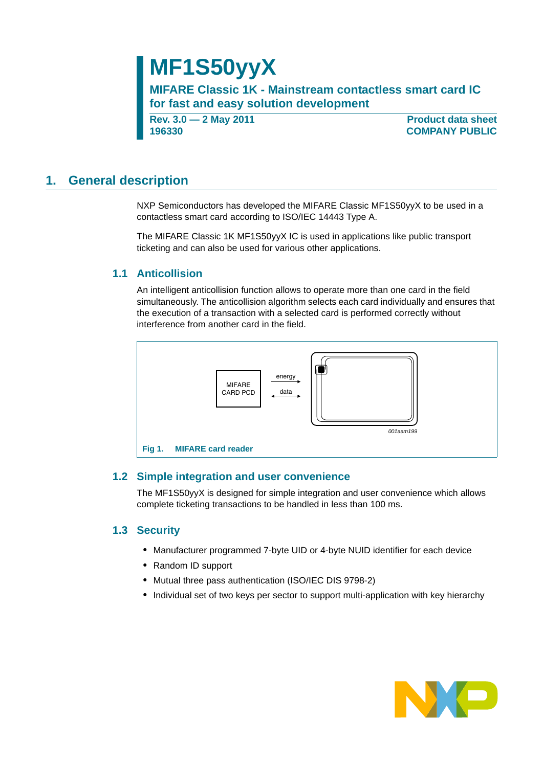# MF1S50yyX

**MIFARE Classic 1K - Mainstream contactless smart card IC for fast and easy solution development**

**Rev. 3.0 — 2 May 2011**
**196330**

**Product data sheet**
**COMPANY PUBLIC**

## 1. General description

NXP Semiconductors has developed the MIFARE Classic MF1S50yyX to be used in a contactless smart card according to ISO/IEC 14443 Type A.

The MIFARE Classic 1K MF1S50yyX IC is used in applications like public transport ticketing and can also be used for various other applications.

### 1.1 Anticollision

An intelligent anticollision function allows to operate more than one card in the field simultaneously. The anticollision algorithm selects each card individually and ensures that the execution of a transaction with a selected card is performed correctly without interference from another card in the field.

MIFARE CARD PCD

energy

data

001aam199

**Fig 1. MIFARE card reader**

### 1.2 Simple integration and user convenience

The MF1S50yyX is designed for simple integration and user convenience which allows complete ticketing transactions to be handled in less than 100 ms.

### 1.3 Security

- Manufacturer programmed 7-byte UID or 4-byte NUID identifier for each device
- Random ID support
- Mutual three pass authentication (ISO/IEC DIS 9798-2)
- Individual set of two keys per sector to support multi-application with key hierarchy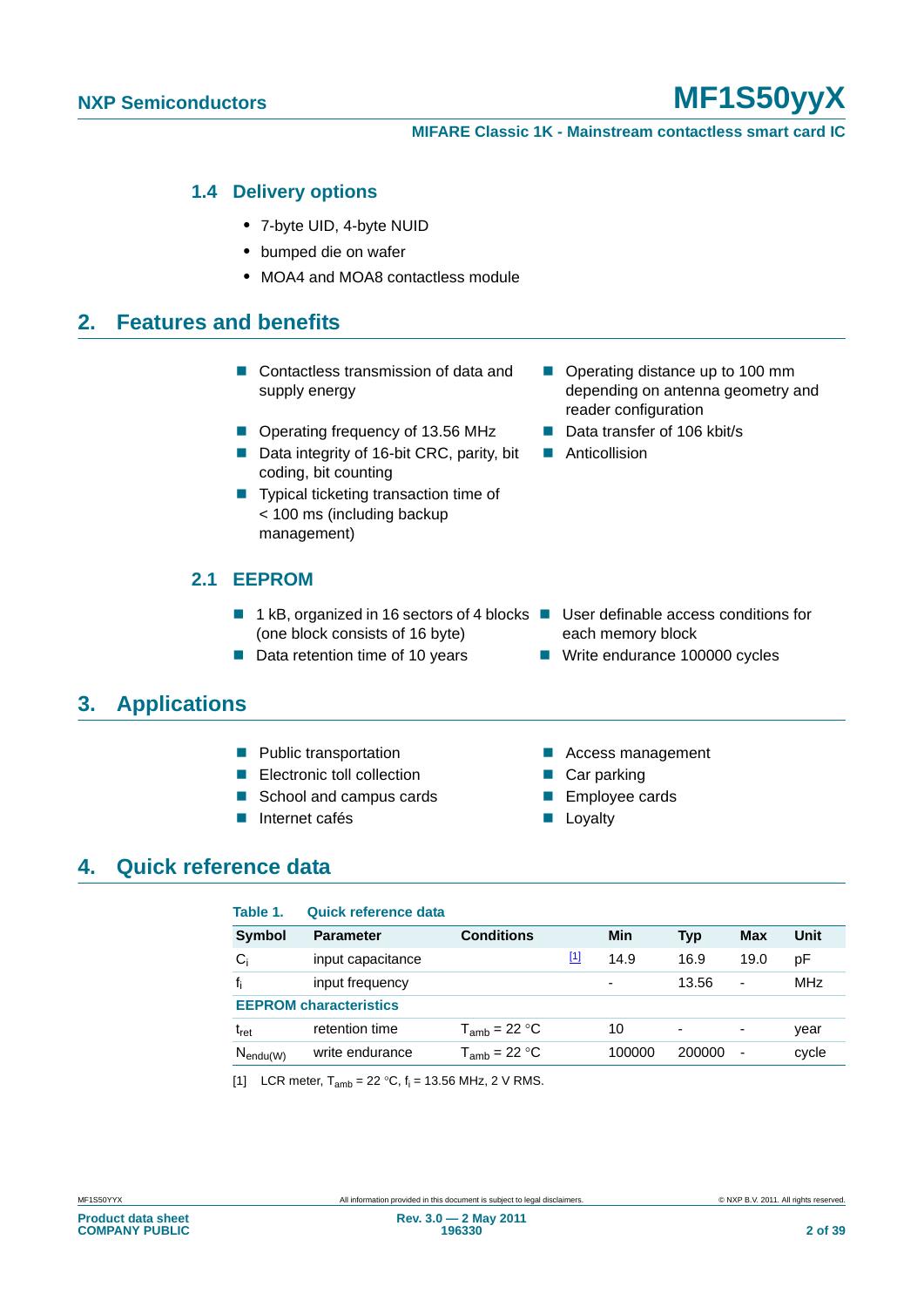### 1.4 Delivery options

- 7-byte UID, 4-byte NUID
- bumped die on wafer
- MOA4 and MOA8 contactless module

## 2. Features and benefits

- Contactless transmission of data and supply energy
- Operating frequency of 13.56 MHz
- Data integrity of 16-bit CRC, parity, bit coding, bit counting
- Typical ticketing transaction time of < 100 ms (including backup management)
- Operating distance up to 100 mm depending on antenna geometry and reader configuration
- Data transfer of 106 kbit/s
- Anticollision

### 2.1 EEPROM

- 1 kB, organized in 16 sectors of 4 blocks (one block consists of 16 byte)
- Data retention time of 10 years
- User definable access conditions for each memory block
- Write endurance 100000 cycles

## 3. Applications

- Public transportation
- Electronic toll collection
- School and campus cards
- Internet cafés
- Access management
- Car parking
- Employee cards
- Loyalty

## 4. Quick reference data

**Table 1. Quick reference data**

| Symbol | Parameter | Conditions | | Min | Typ | Max | Unit |
|---|---|---|---|---|---|---|---|
| $C_i$ | input capacitance | | [1] | 14.9 | 16.9 | 19.0 | pF |
| $f_i$ | input frequency | | | - | 13.56 | - | MHz |
| **EEPROM characteristics** | | | | | | | |
| $t_{ret}$ | retention time | $T_{amb}$ = 22 °C | | 10 | - | - | year |
| $N_{endu(W)}$ | write endurance | $T_{amb}$ = 22 °C | | 100000 | 200000 | - | cycle |

[1] LCR meter, $T_{amb}$ = 22 °C, $f_i$ = 13.56 MHz, 2 V RMS.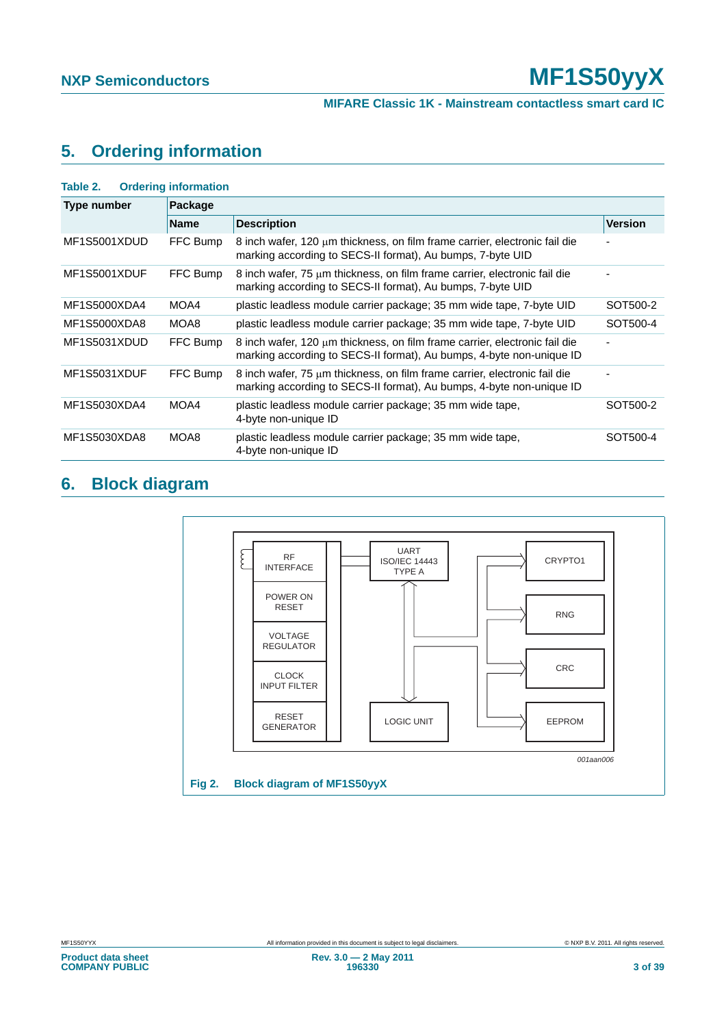## 5. Ordering information

**Table 2. Ordering information**

| Type number | Package | | |
|---|---|---|---|
| | **Name** | **Description** | **Version** |
| MF1S5001XDUD | FFC Bump | 8 inch wafer, 120 μm thickness, on film frame carrier, electronic fail die marking according to SECS-II format), Au bumps, 7-byte UID | - |
| MF1S5001XDUF | FFC Bump | 8 inch wafer, 75 μm thickness, on film frame carrier, electronic fail die marking according to SECS-II format), Au bumps, 7-byte UID | - |
| MF1S5000XDA4 | MOA4 | plastic leadless module carrier package; 35 mm wide tape, 7-byte UID | SOT500-2 |
| MF1S5000XDA8 | MOA8 | plastic leadless module carrier package; 35 mm wide tape, 7-byte UID | SOT500-4 |
| MF1S5031XDUD | FFC Bump | 8 inch wafer, 120 μm thickness, on film frame carrier, electronic fail die marking according to SECS-II format), Au bumps, 4-byte non-unique ID | - |
| MF1S5031XDUF | FFC Bump | 8 inch wafer, 75 μm thickness, on film frame carrier, electronic fail die marking according to SECS-II format), Au bumps, 4-byte non-unique ID | - |
| MF1S5030XDA4 | MOA4 | plastic leadless module carrier package; 35 mm wide tape, 4-byte non-unique ID | SOT500-2 |
| MF1S5030XDA8 | MOA8 | plastic leadless module carrier package; 35 mm wide tape, 4-byte non-unique ID | SOT500-4 |

## 6. Block diagram

RF INTERFACE | POWER ON RESET | VOLTAGE REGULATOR | CLOCK INPUT FILTER | RESET GENERATOR | UART ISO/IEC 14443 TYPE A | LOGIC UNIT | CRYPTO1 | RNG | CRC | EEPROM

001aan006

**Fig 2. Block diagram of MF1S50yyX**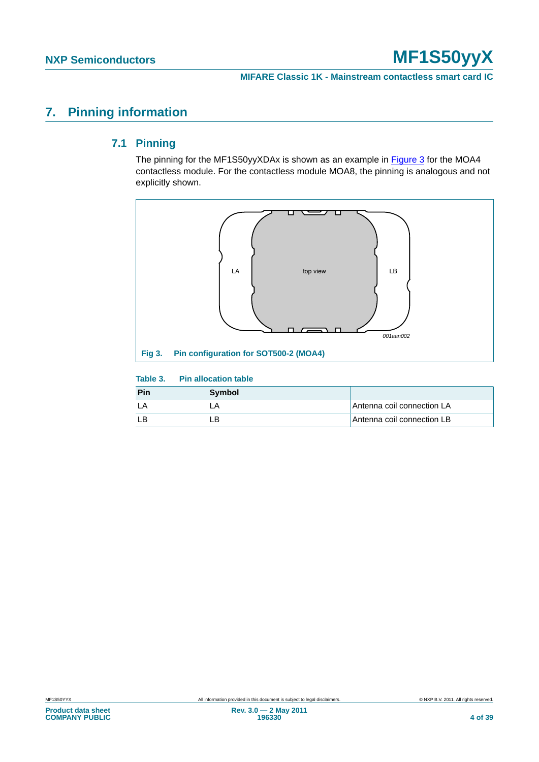## 7. Pinning information

### 7.1 Pinning

The pinning for the MF1S50yyXDAx is shown as an example in Figure 3 for the MOA4 contactless module. For the contactless module MOA8, the pinning is analogous and not explicitly shown.

LA    top view    LB

001aan002

**Fig 3. Pin configuration for SOT500-2 (MOA4)**

**Table 3. Pin allocation table**

| Pin | Symbol | |
|---|---|---|
| LA | LA | Antenna coil connection LA |
| LB | LB | Antenna coil connection LB |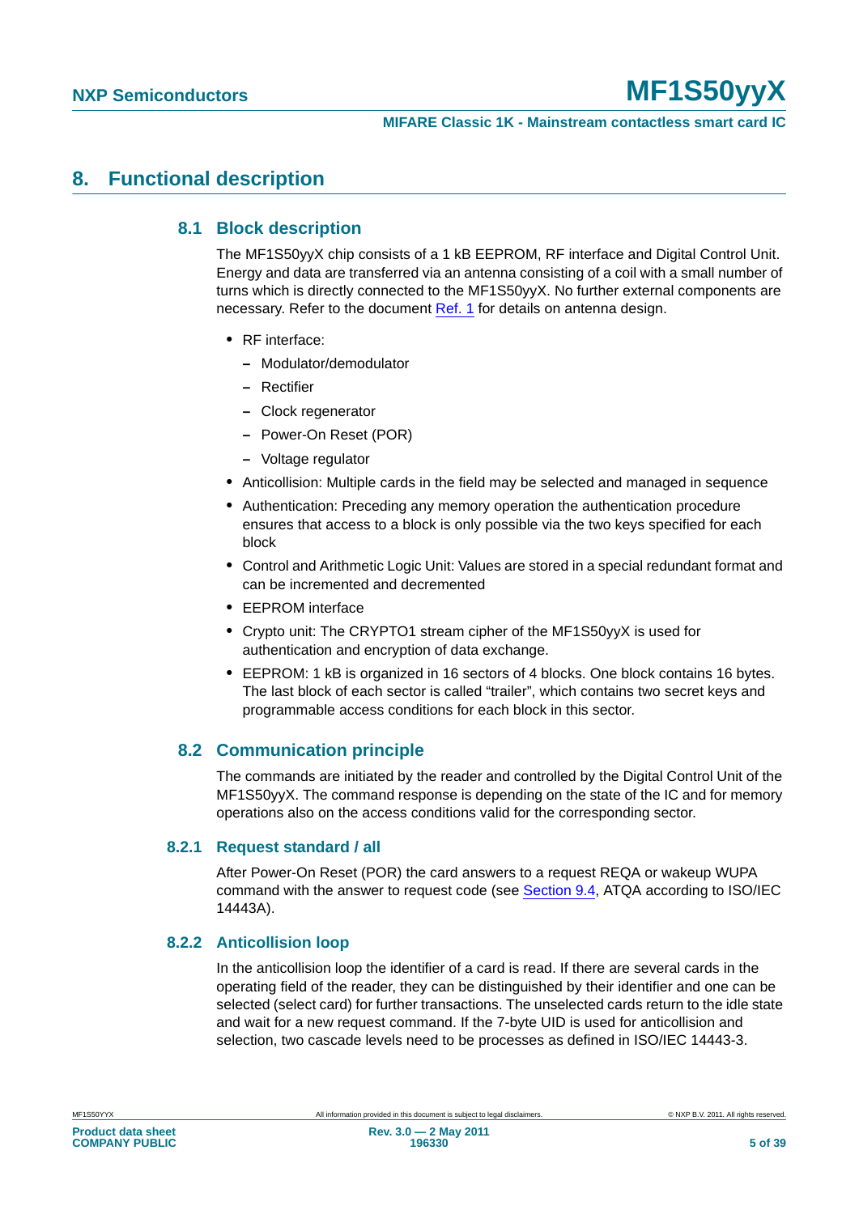# 8. Functional description

## 8.1 Block description

The MF1S50yyX chip consists of a 1 kB EEPROM, RF interface and Digital Control Unit. Energy and data are transferred via an antenna consisting of a coil with a small number of turns which is directly connected to the MF1S50yyX. No further external components are necessary. Refer to the document Ref. 1 for details on antenna design.

- RF interface:
  - Modulator/demodulator
  - Rectifier
  - Clock regenerator
  - Power-On Reset (POR)
  - Voltage regulator
- Anticollision: Multiple cards in the field may be selected and managed in sequence
- Authentication: Preceding any memory operation the authentication procedure ensures that access to a block is only possible via the two keys specified for each block
- Control and Arithmetic Logic Unit: Values are stored in a special redundant format and can be incremented and decremented
- EEPROM interface
- Crypto unit: The CRYPTO1 stream cipher of the MF1S50yyX is used for authentication and encryption of data exchange.
- EEPROM: 1 kB is organized in 16 sectors of 4 blocks. One block contains 16 bytes. The last block of each sector is called “trailer”, which contains two secret keys and programmable access conditions for each block in this sector.

## 8.2 Communication principle

The commands are initiated by the reader and controlled by the Digital Control Unit of the MF1S50yyX. The command response is depending on the state of the IC and for memory operations also on the access conditions valid for the corresponding sector.

### 8.2.1 Request standard / all

After Power-On Reset (POR) the card answers to a request REQA or wakeup WUPA command with the answer to request code (see Section 9.4, ATQA according to ISO/IEC 14443A).

### 8.2.2 Anticollision loop

In the anticollision loop the identifier of a card is read. If there are several cards in the operating field of the reader, they can be distinguished by their identifier and one can be selected (select card) for further transactions. The unselected cards return to the idle state and wait for a new request command. If the 7-byte UID is used for anticollision and selection, two cascade levels need to be processes as defined in ISO/IEC 14443-3.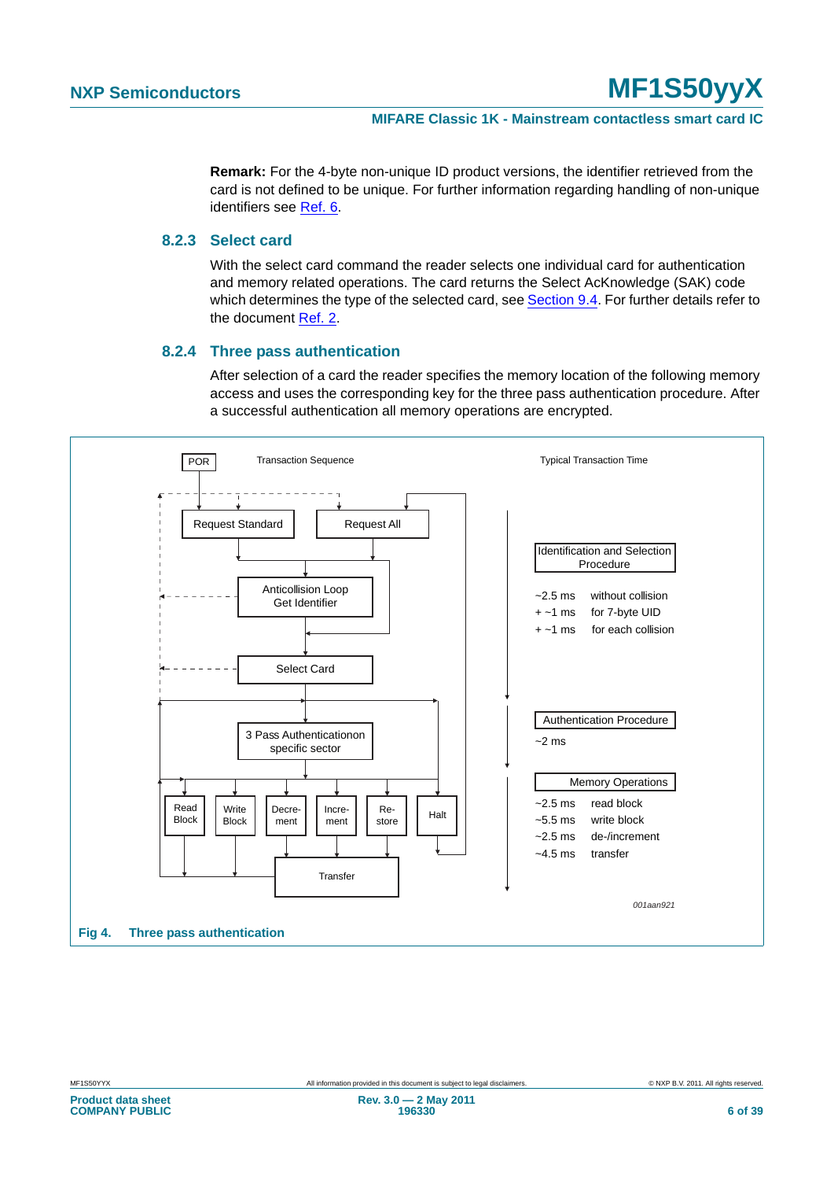**Remark:** For the 4-byte non-unique ID product versions, the identifier retrieved from the card is not defined to be unique. For further information regarding handling of non-unique identifiers see Ref. 6.

### 8.2.3 Select card

With the select card command the reader selects one individual card for authentication and memory related operations. The card returns the Select AcKnowledge (SAK) code which determines the type of the selected card, see Section 9.4. For further details refer to the document Ref. 2.

### 8.2.4 Three pass authentication

After selection of a card the reader specifies the memory location of the following memory access and uses the corresponding key for the three pass authentication procedure. After a successful authentication all memory operations are encrypted.

POR

Transaction Sequence

Request Standard | Request All

Anticollision Loop Get Identifier

Select Card

3 Pass Authenticationon specific sector

Read Block | Write Block | Decrement | Increment | Restore | Halt

Transfer

Typical Transaction Time

**Identification and Selection Procedure**

~2.5 ms without collision
+ ~1 ms for 7-byte UID
+ ~1 ms for each collision

**Authentication Procedure**

~2 ms

**Memory Operations**

~2.5 ms read block
~5.5 ms write block
~2.5 ms de-/increment
~4.5 ms transfer

001aan921

**Fig 4. Three pass authentication**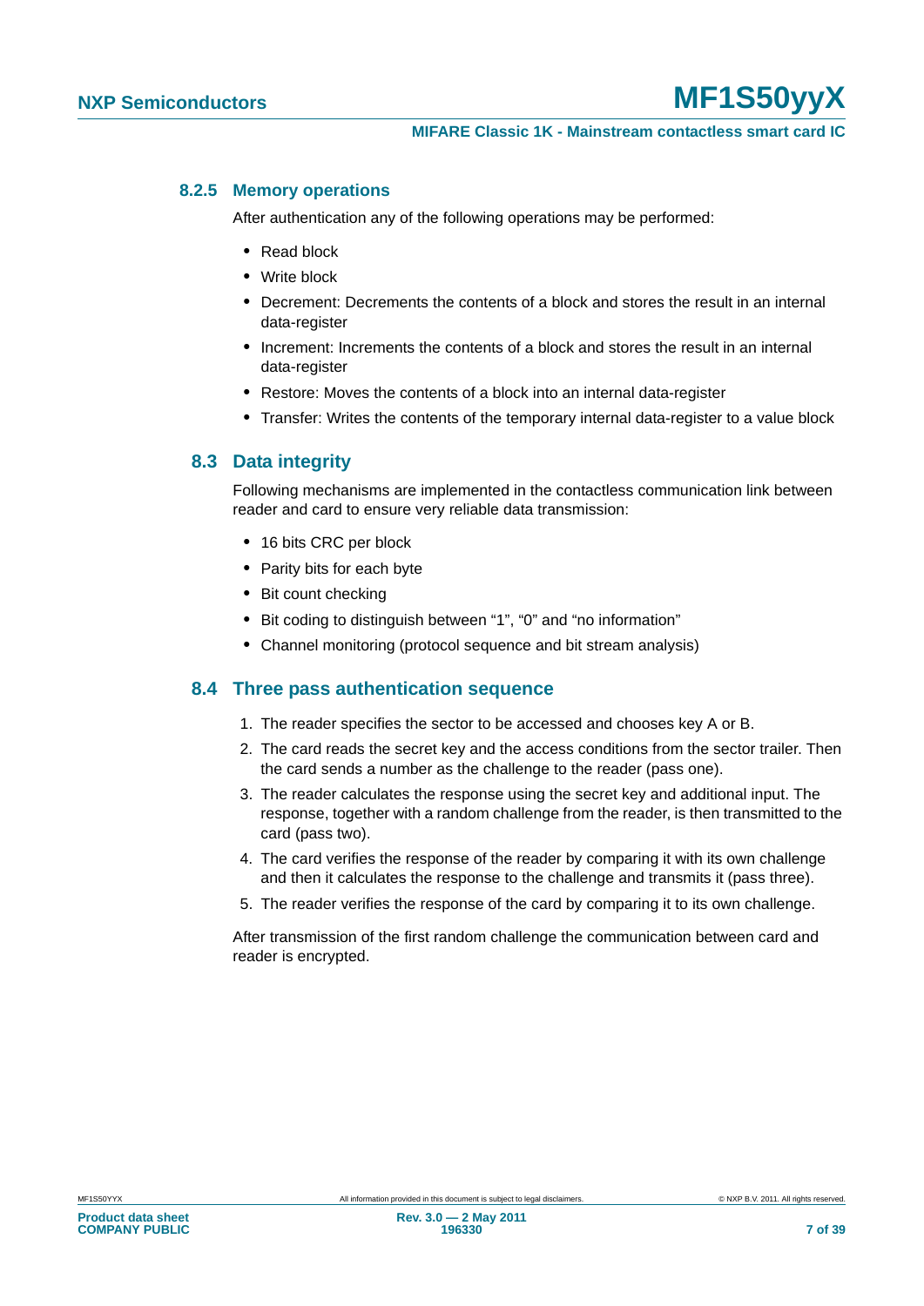#### 8.2.5 Memory operations

After authentication any of the following operations may be performed:

- Read block
- Write block
- Decrement: Decrements the contents of a block and stores the result in an internal data-register
- Increment: Increments the contents of a block and stores the result in an internal data-register
- Restore: Moves the contents of a block into an internal data-register
- Transfer: Writes the contents of the temporary internal data-register to a value block

### 8.3 Data integrity

Following mechanisms are implemented in the contactless communication link between reader and card to ensure very reliable data transmission:

- 16 bits CRC per block
- Parity bits for each byte
- Bit count checking
- Bit coding to distinguish between “1”, “0” and “no information”
- Channel monitoring (protocol sequence and bit stream analysis)

### 8.4 Three pass authentication sequence

1. The reader specifies the sector to be accessed and chooses key A or B.
2. The card reads the secret key and the access conditions from the sector trailer. Then the card sends a number as the challenge to the reader (pass one).
3. The reader calculates the response using the secret key and additional input. The response, together with a random challenge from the reader, is then transmitted to the card (pass two).
4. The card verifies the response of the reader by comparing it with its own challenge and then it calculates the response to the challenge and transmits it (pass three).
5. The reader verifies the response of the card by comparing it to its own challenge.

After transmission of the first random challenge the communication between card and reader is encrypted.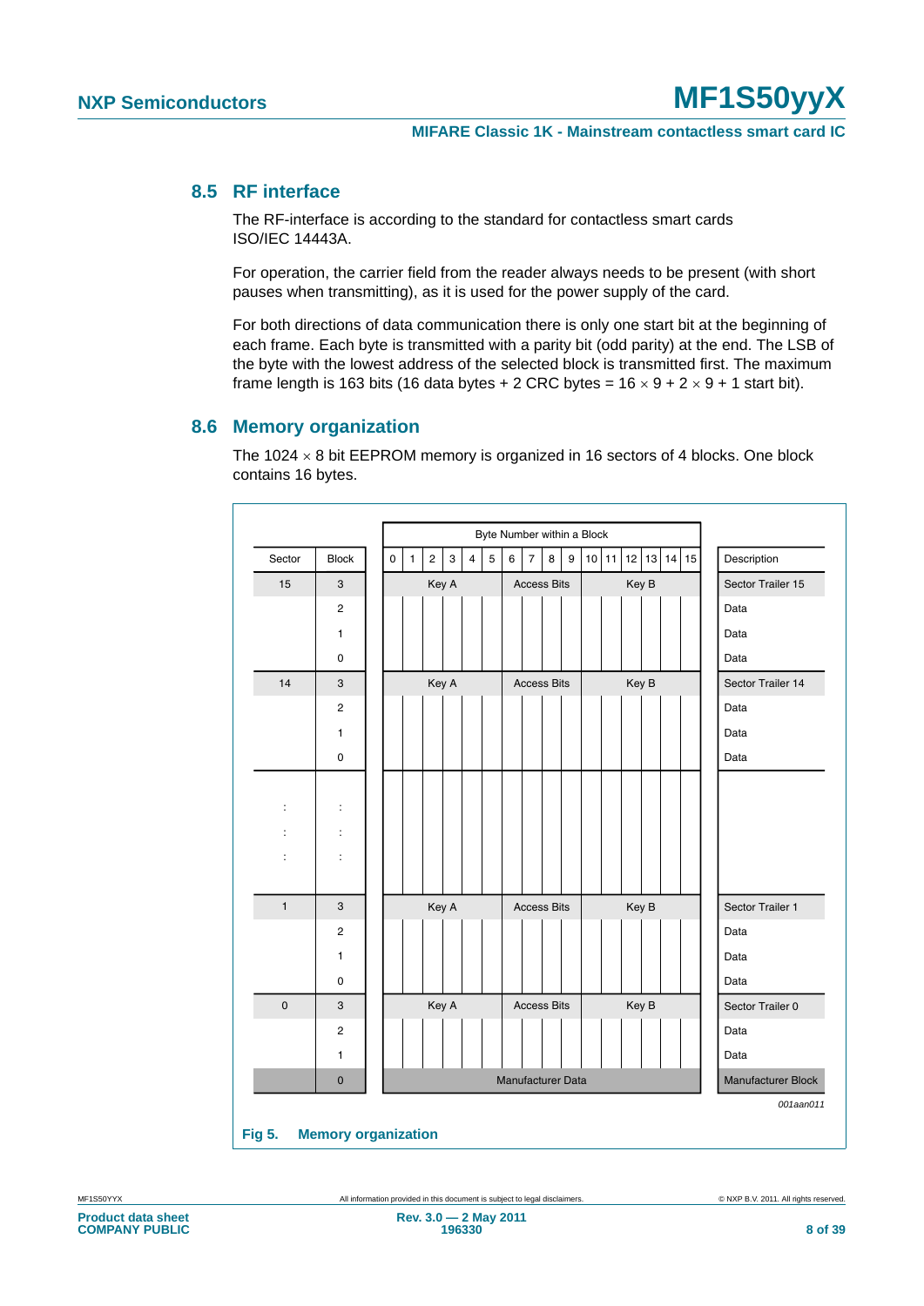## 8.5 RF interface

The RF-interface is according to the standard for contactless smart cards ISO/IEC 14443A.

For operation, the carrier field from the reader always needs to be present (with short pauses when transmitting), as it is used for the power supply of the card.

For both directions of data communication there is only one start bit at the beginning of each frame. Each byte is transmitted with a parity bit (odd parity) at the end. The LSB of the byte with the lowest address of the selected block is transmitted first. The maximum frame length is 163 bits (16 data bytes + 2 CRC bytes = $16 \times 9 + 2 \times 9 + 1$ start bit).

## 8.6 Memory organization

The $1024 \times 8$ bit EEPROM memory is organized in 16 sectors of 4 blocks. One block contains 16 bytes.

| Sector | Block | Bytes 0–5 | Bytes 6–9 | Bytes 10–15 | Description |
|---|---|---|---|---|---|
| 15 | 3 | Key A | Access Bits | Key B | Sector Trailer 15 |
| | 2 | | | | Data |
| | 1 | | | | Data |
| | 0 | | | | Data |
| 14 | 3 | Key A | Access Bits | Key B | Sector Trailer 14 |
| | 2 | | | | Data |
| | 1 | | | | Data |
| | 0 | | | | Data |
| : | : | | | | |
| : | : | | | | |
| : | : | | | | |
| 1 | 3 | Key A | Access Bits | Key B | Sector Trailer 1 |
| | 2 | | | | Data |
| | 1 | | | | Data |
| | 0 | | | | Data |
| 0 | 3 | Key A | Access Bits | Key B | Sector Trailer 0 |
| | 2 | | | | Data |
| | 1 | | | | Data |
| | 0 | Manufacturer Data | | | Manufacturer Block |

Byte Number within a Block: 0 1 2 3 4 5 6 7 8 9 10 11 12 13 14 15

*001aan011*

**Fig 5. Memory organization**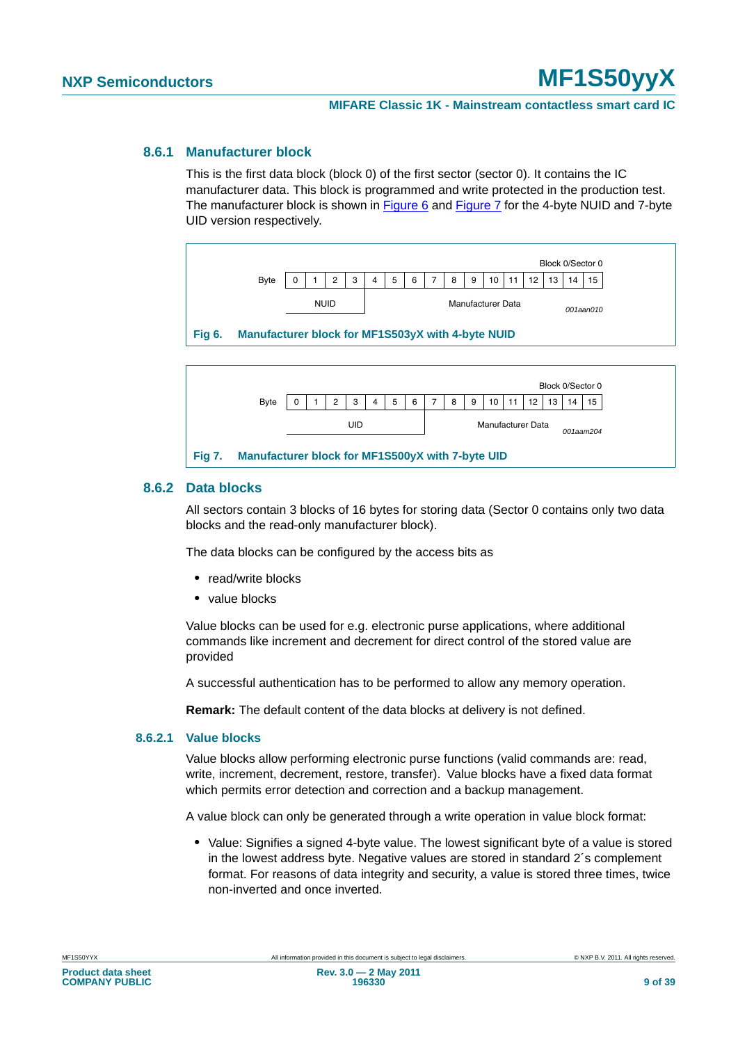### 8.6.1 Manufacturer block

This is the first data block (block 0) of the first sector (sector 0). It contains the IC manufacturer data. This block is programmed and write protected in the production test. The manufacturer block is shown in Figure 6 and Figure 7 for the 4-byte NUID and 7-byte UID version respectively.

Block 0/Sector 0

| Byte | 0 | 1 | 2 | 3 | 4 | 5 | 6 | 7 | 8 | 9 | 10 | 11 | 12 | 13 | 14 | 15 |
|---|---|---|---|---|---|---|---|---|---|---|---|---|---|---|---|---|
| | NUID | | | | Manufacturer Data | | | | | | | | | | | |

001aan010

**Fig 6. Manufacturer block for MF1S503yX with 4-byte NUID**

Block 0/Sector 0

| Byte | 0 | 1 | 2 | 3 | 4 | 5 | 6 | 7 | 8 | 9 | 10 | 11 | 12 | 13 | 14 | 15 |
|---|---|---|---|---|---|---|---|---|---|---|---|---|---|---|---|---|
| | UID | | | | | | | Manufacturer Data | | | | | | | | |

001aam204

**Fig 7. Manufacturer block for MF1S500yX with 7-byte UID**

### 8.6.2 Data blocks

All sectors contain 3 blocks of 16 bytes for storing data (Sector 0 contains only two data blocks and the read-only manufacturer block).

The data blocks can be configured by the access bits as

- read/write blocks
- value blocks

Value blocks can be used for e.g. electronic purse applications, where additional commands like increment and decrement for direct control of the stored value are provided

A successful authentication has to be performed to allow any memory operation.

**Remark:** The default content of the data blocks at delivery is not defined.

#### 8.6.2.1 Value blocks

Value blocks allow performing electronic purse functions (valid commands are: read, write, increment, decrement, restore, transfer). Value blocks have a fixed data format which permits error detection and correction and a backup management.

A value block can only be generated through a write operation in value block format:

- Value: Signifies a signed 4-byte value. The lowest significant byte of a value is stored in the lowest address byte. Negative values are stored in standard 2´s complement format. For reasons of data integrity and security, a value is stored three times, twice non-inverted and once inverted.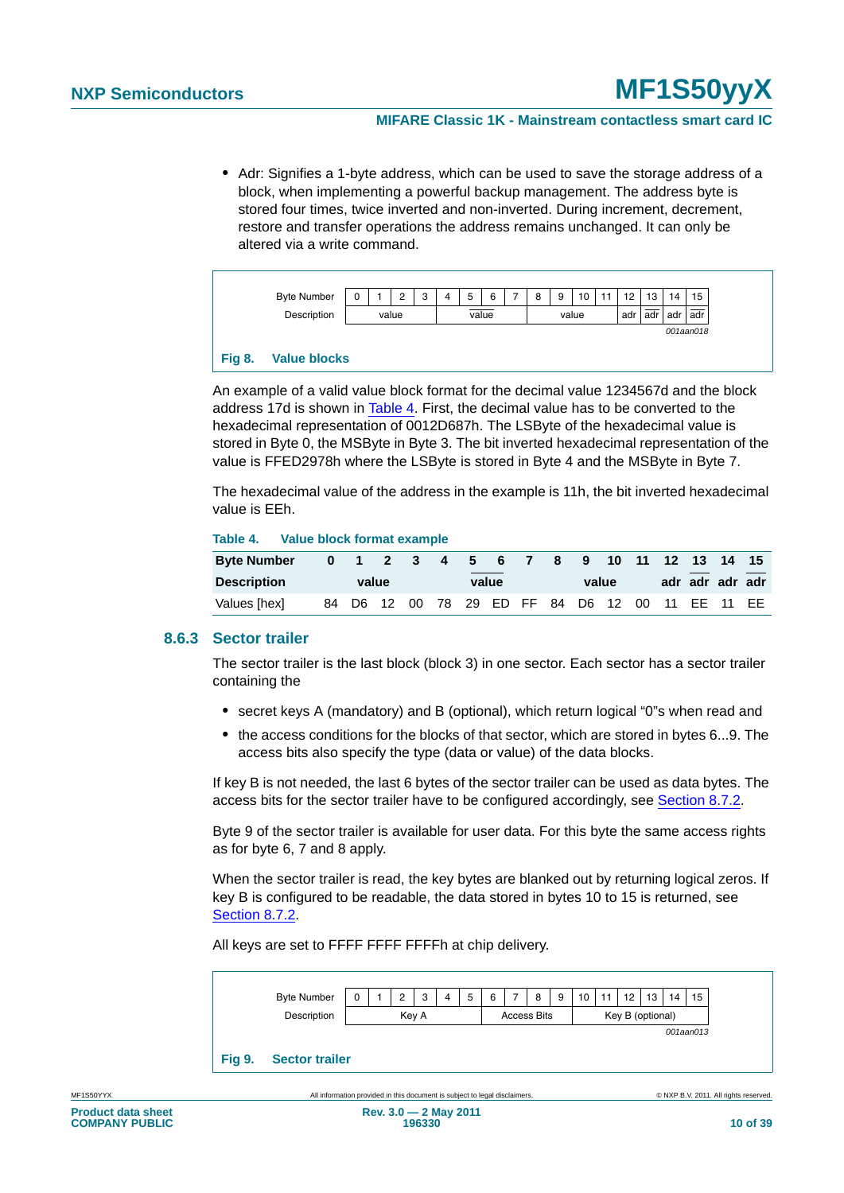- Adr: Signifies a 1-byte address, which can be used to save the storage address of a block, when implementing a powerful backup management. The address byte is stored four times, twice inverted and non-inverted. During increment, decrement, restore and transfer operations the address remains unchanged. It can only be altered via a write command.

| Byte Number | 0 | 1 | 2 | 3 | 4 | 5 | 6 | 7 | 8 | 9 | 10 | 11 | 12 | 13 | 14 | 15 |
|---|---|---|---|---|---|---|---|---|---|---|---|---|---|---|---|---|
| Description | value | | | | $\overline{\text{value}}$ | | | | value | | | | adr | $\overline{\text{adr}}$ | adr | $\overline{\text{adr}}$ |

001aan018

**Fig 8. Value blocks**

An example of a valid value block format for the decimal value 1234567d and the block address 17d is shown in Table 4. First, the decimal value has to be converted to the hexadecimal representation of 0012D687h. The LSByte of the hexadecimal value is stored in Byte 0, the MSByte in Byte 3. The bit inverted hexadecimal representation of the value is FFED2978h where the LSByte is stored in Byte 4 and the MSByte in Byte 7.

The hexadecimal value of the address in the example is 11h, the bit inverted hexadecimal value is EEh.

**Table 4. Value block format example**

| Byte Number | 0 | 1 | 2 | 3 | 4 | 5 | 6 | 7 | 8 | 9 | 10 | 11 | 12 | 13 | 14 | 15 |
|---|---|---|---|---|---|---|---|---|---|---|---|---|---|---|---|---|
| Description | value | | | | $\overline{\text{value}}$ | | | | value | | | | adr | $\overline{\text{adr}}$ | adr | $\overline{\text{adr}}$ |
| Values [hex] | 84 | D6 | 12 | 00 | 78 | 29 | ED | FF | 84 | D6 | 12 | 00 | 11 | EE | 11 | EE |

### 8.6.3 Sector trailer

The sector trailer is the last block (block 3) in one sector. Each sector has a sector trailer containing the

- secret keys A (mandatory) and B (optional), which return logical “0”s when read and
- the access conditions for the blocks of that sector, which are stored in bytes 6...9. The access bits also specify the type (data or value) of the data blocks.

If key B is not needed, the last 6 bytes of the sector trailer can be used as data bytes. The access bits for the sector trailer have to be configured accordingly, see Section 8.7.2.

Byte 9 of the sector trailer is available for user data. For this byte the same access rights as for byte 6, 7 and 8 apply.

When the sector trailer is read, the key bytes are blanked out by returning logical zeros. If key B is configured to be readable, the data stored in bytes 10 to 15 is returned, see Section 8.7.2.

All keys are set to FFFF FFFF FFFFh at chip delivery.

| Byte Number | 0 | 1 | 2 | 3 | 4 | 5 | 6 | 7 | 8 | 9 | 10 | 11 | 12 | 13 | 14 | 15 |
|---|---|---|---|---|---|---|---|---|---|---|---|---|---|---|---|---|
| Description | Key A | | | | | | Access Bits | | | | Key B (optional) | | | | | |

001aan013

**Fig 9. Sector trailer**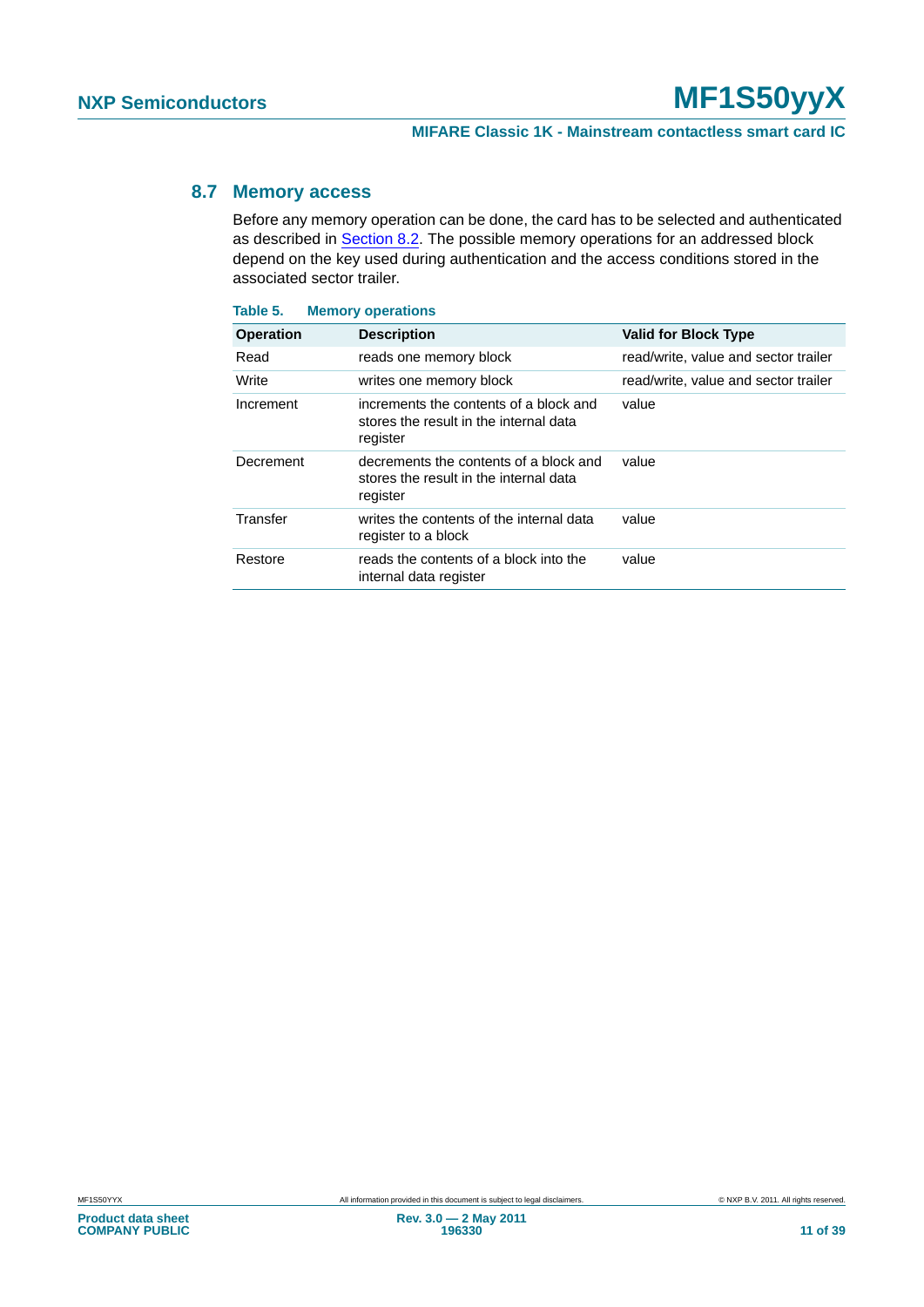## 8.7 Memory access

Before any memory operation can be done, the card has to be selected and authenticated as described in Section 8.2. The possible memory operations for an addressed block depend on the key used during authentication and the access conditions stored in the associated sector trailer.

**Table 5. Memory operations**

| Operation | Description | Valid for Block Type |
|---|---|---|
| Read | reads one memory block | read/write, value and sector trailer |
| Write | writes one memory block | read/write, value and sector trailer |
| Increment | increments the contents of a block and stores the result in the internal data register | value |
| Decrement | decrements the contents of a block and stores the result in the internal data register | value |
| Transfer | writes the contents of the internal data register to a block | value |
| Restore | reads the contents of a block into the internal data register | value |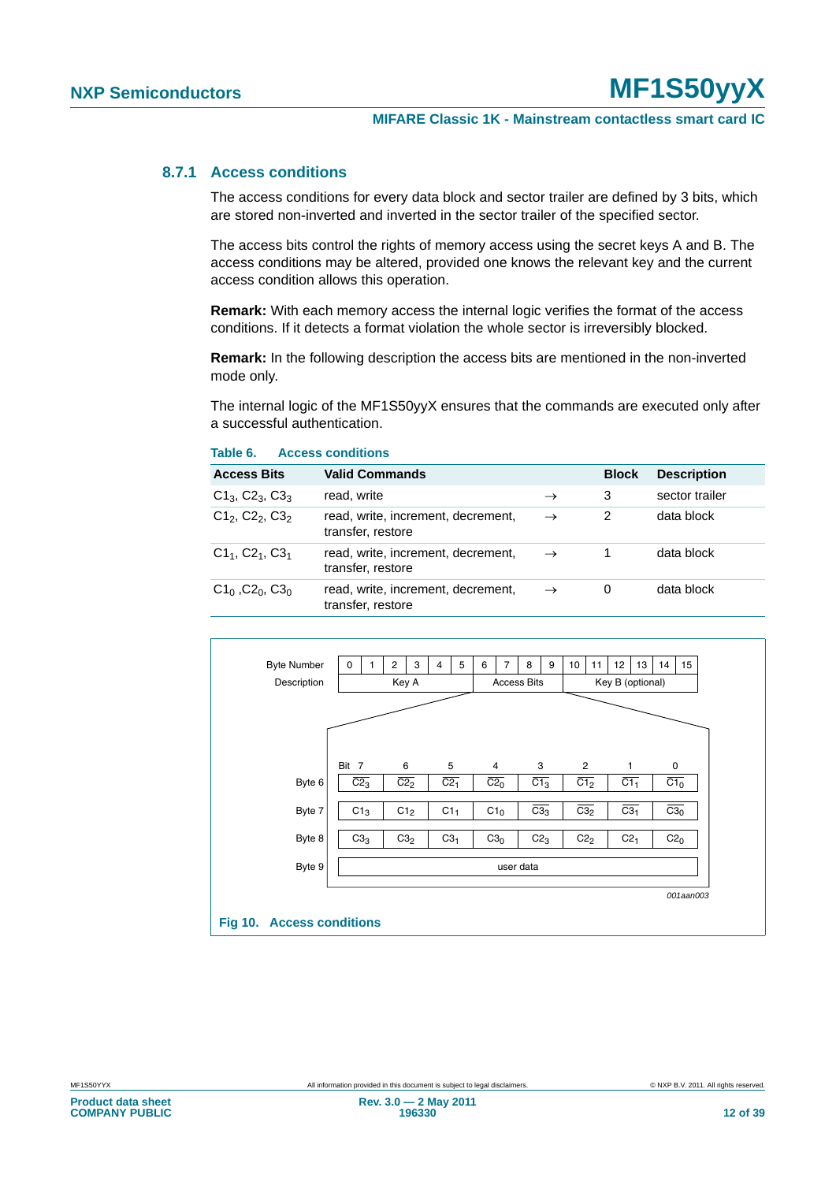### 8.7.1 Access conditions

The access conditions for every data block and sector trailer are defined by 3 bits, which are stored non-inverted and inverted in the sector trailer of the specified sector.

The access bits control the rights of memory access using the secret keys A and B. The access conditions may be altered, provided one knows the relevant key and the current access condition allows this operation.

**Remark:** With each memory access the internal logic verifies the format of the access conditions. If it detects a format violation the whole sector is irreversibly blocked.

**Remark:** In the following description the access bits are mentioned in the non-inverted mode only.

The internal logic of the MF1S50yyX ensures that the commands are executed only after a successful authentication.

**Table 6. Access conditions**

| Access Bits | Valid Commands | | Block | Description |
|---|---|---|---|---|
| $C1_3$, $C2_3$, $C3_3$ | read, write | → | 3 | sector trailer |
| $C1_2$, $C2_2$, $C3_2$ | read, write, increment, decrement, transfer, restore | → | 2 | data block |
| $C1_1$, $C2_1$, $C3_1$ | read, write, increment, decrement, transfer, restore | → | 1 | data block |
| $C1_0$ ,$C2_0$, $C3_0$ | read, write, increment, decrement, transfer, restore | → | 0 | data block |

| Byte Number | 0 | 1 | 2 | 3 | 4 | 5 | 6 | 7 | 8 | 9 | 10 | 11 | 12 | 13 | 14 | 15 |
|---|---|---|---|---|---|---|---|---|---|---|---|---|---|---|---|---|
| Description | Key A | | | | | | Access Bits | | | | Key B (optional) | | | | | |

| | Bit 7 | 6 | 5 | 4 | 3 | 2 | 1 | 0 |
|---|---|---|---|---|---|---|---|---|
| Byte 6 | $\overline{C2_3}$ | $\overline{C2_2}$ | $\overline{C2_1}$ | $\overline{C2_0}$ | $\overline{C1_3}$ | $\overline{C1_2}$ | $\overline{C1_1}$ | $\overline{C1_0}$ |
| Byte 7 | $C1_3$ | $C1_2$ | $C1_1$ | $C1_0$ | $\overline{C3_3}$ | $\overline{C3_2}$ | $\overline{C3_1}$ | $\overline{C3_0}$ |
| Byte 8 | $C3_3$ | $C3_2$ | $C3_1$ | $C3_0$ | $C2_3$ | $C2_2$ | $C2_1$ | $C2_0$ |
| Byte 9 | user data | | | | | | | |

001aan003

**Fig 10. Access conditions**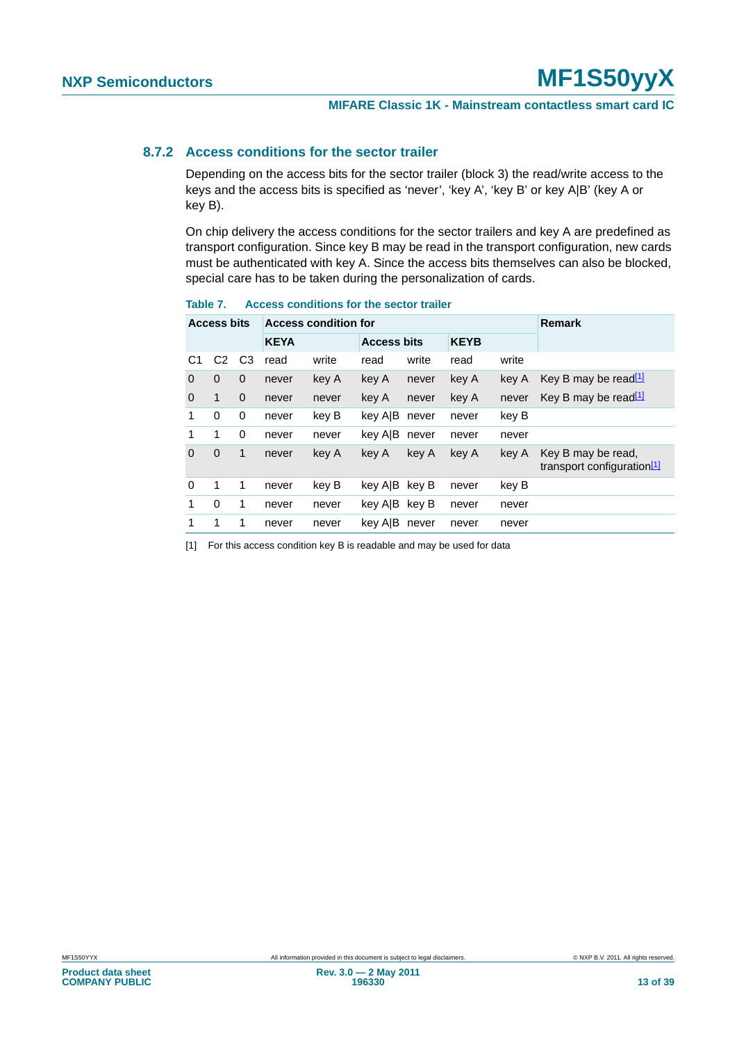### 8.7.2 Access conditions for the sector trailer

Depending on the access bits for the sector trailer (block 3) the read/write access to the keys and the access bits is specified as 'never', 'key A', 'key B' or key A|B' (key A or key B).

On chip delivery the access conditions for the sector trailers and key A are predefined as transport configuration. Since key B may be read in the transport configuration, new cards must be authenticated with key A. Since the access bits themselves can also be blocked, special care has to be taken during the personalization of cards.

**Table 7. Access conditions for the sector trailer**

| Access bits | | | Access condition for | | | | | | Remark |
|---|---|---|---|---|---|---|---|---|---|
| | | | KEYA | | Access bits | | KEYB | | |
| C1 | C2 | C3 | read | write | read | write | read | write | |
| 0 | 0 | 0 | never | key A | key A | never | key A | key A | Key B may be read[1] |
| 0 | 1 | 0 | never | never | key A | never | key A | never | Key B may be read[1] |
| 1 | 0 | 0 | never | key B | key A\|B | never | never | key B | |
| 1 | 1 | 0 | never | never | key A\|B | never | never | never | |
| 0 | 0 | 1 | never | key A | key A | key A | key A | key A | Key B may be read, transport configuration[1] |
| 0 | 1 | 1 | never | key B | key A\|B | key B | never | key B | |
| 1 | 0 | 1 | never | never | key A\|B | key B | never | never | |
| 1 | 1 | 1 | never | never | key A\|B | never | never | never | |

[1] For this access condition key B is readable and may be used for data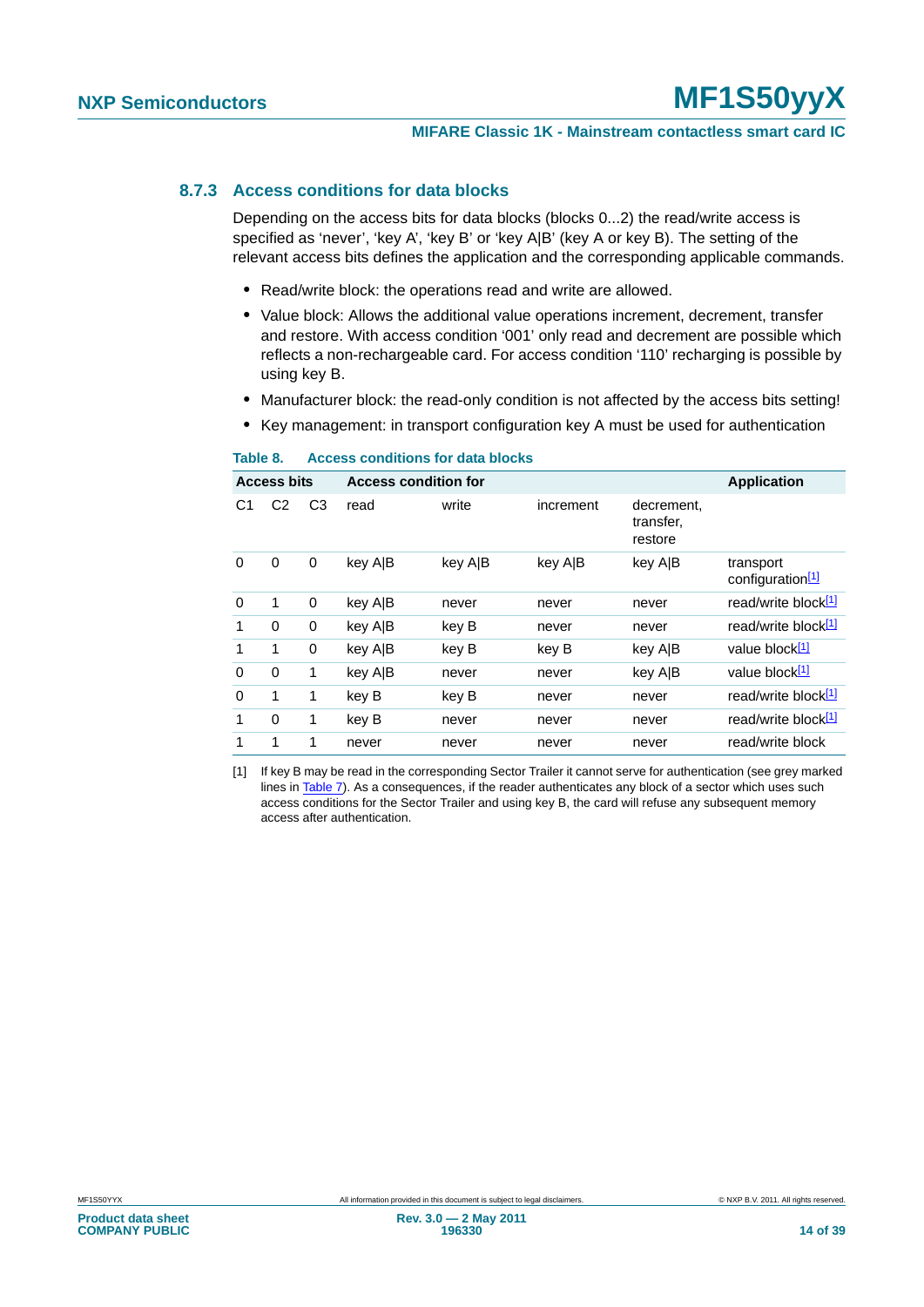### 8.7.3 Access conditions for data blocks

Depending on the access bits for data blocks (blocks 0...2) the read/write access is specified as 'never', 'key A', 'key B' or 'key A|B' (key A or key B). The setting of the relevant access bits defines the application and the corresponding applicable commands.

- Read/write block: the operations read and write are allowed.
- Value block: Allows the additional value operations increment, decrement, transfer and restore. With access condition '001' only read and decrement are possible which reflects a non-rechargeable card. For access condition '110' recharging is possible by using key B.
- Manufacturer block: the read-only condition is not affected by the access bits setting!
- Key management: in transport configuration key A must be used for authentication

**Table 8. Access conditions for data blocks**

| Access bits | | | Access condition for | | | | Application |
|---|---|---|---|---|---|---|---|
| C1 | C2 | C3 | read | write | increment | decrement, transfer, restore | |
| 0 | 0 | 0 | key A\|B | key A\|B | key A\|B | key A\|B | transport configuration[1] |
| 0 | 1 | 0 | key A\|B | never | never | never | read/write block[1] |
| 1 | 0 | 0 | key A\|B | key B | never | never | read/write block[1] |
| 1 | 1 | 0 | key A\|B | key B | key B | key A\|B | value block[1] |
| 0 | 0 | 1 | key A\|B | never | never | key A\|B | value block[1] |
| 0 | 1 | 1 | key B | key B | never | never | read/write block[1] |
| 1 | 0 | 1 | key B | never | never | never | read/write block[1] |
| 1 | 1 | 1 | never | never | never | never | read/write block |

[1] If key B may be read in the corresponding Sector Trailer it cannot serve for authentication (see grey marked lines in Table 7). As a consequences, if the reader authenticates any block of a sector which uses such access conditions for the Sector Trailer and using key B, the card will refuse any subsequent memory access after authentication.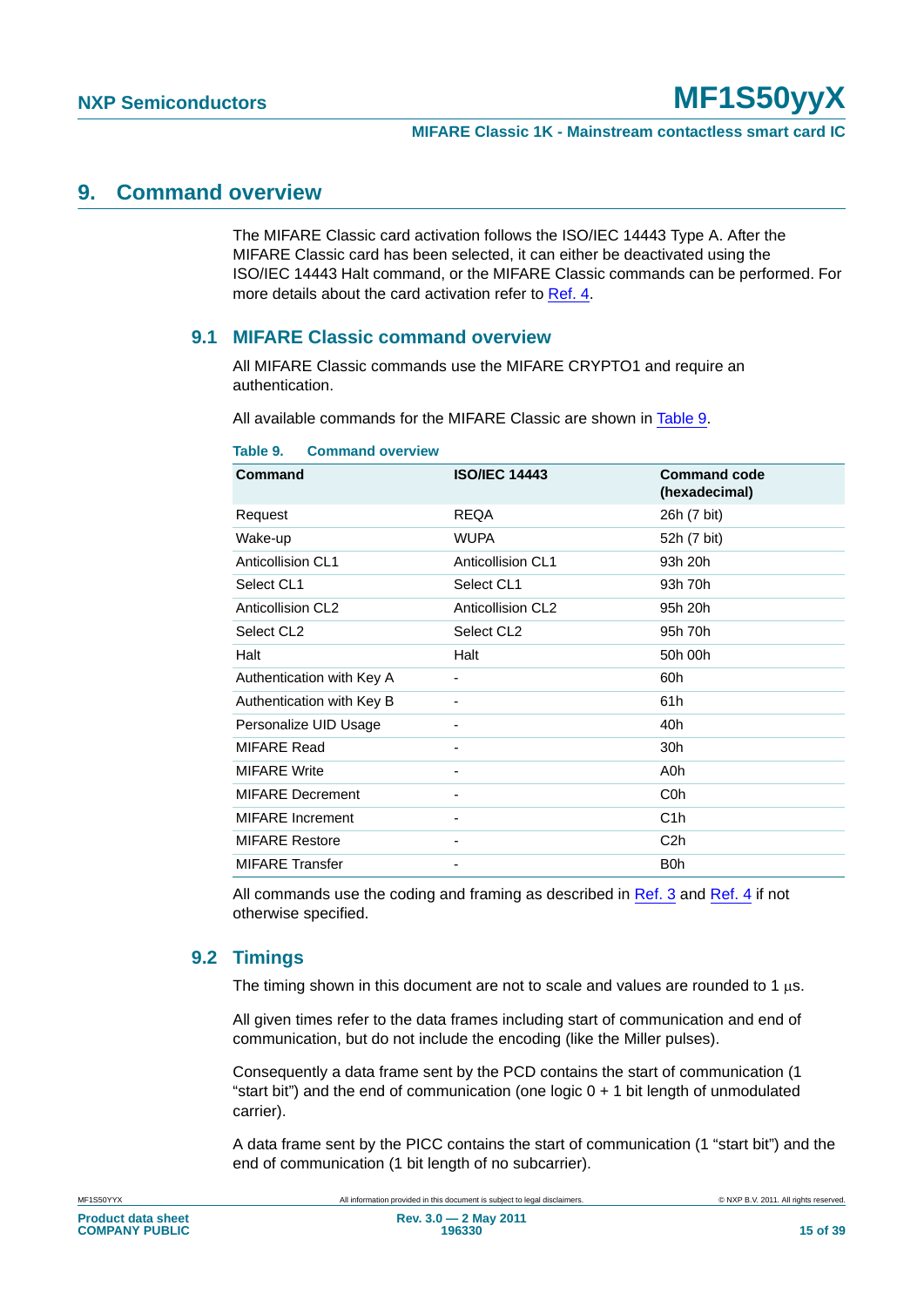# 9. Command overview

The MIFARE Classic card activation follows the ISO/IEC 14443 Type A. After the MIFARE Classic card has been selected, it can either be deactivated using the ISO/IEC 14443 Halt command, or the MIFARE Classic commands can be performed. For more details about the card activation refer to Ref. 4.

## 9.1 MIFARE Classic command overview

All MIFARE Classic commands use the MIFARE CRYPTO1 and require an authentication.

All available commands for the MIFARE Classic are shown in Table 9.

**Table 9. Command overview**

| Command | ISO/IEC 14443 | Command code (hexadecimal) |
|---|---|---|
| Request | REQA | 26h (7 bit) |
| Wake-up | WUPA | 52h (7 bit) |
| Anticollision CL1 | Anticollision CL1 | 93h 20h |
| Select CL1 | Select CL1 | 93h 70h |
| Anticollision CL2 | Anticollision CL2 | 95h 20h |
| Select CL2 | Select CL2 | 95h 70h |
| Halt | Halt | 50h 00h |
| Authentication with Key A | - | 60h |
| Authentication with Key B | - | 61h |
| Personalize UID Usage | - | 40h |
| MIFARE Read | - | 30h |
| MIFARE Write | - | A0h |
| MIFARE Decrement | - | C0h |
| MIFARE Increment | - | C1h |
| MIFARE Restore | - | C2h |
| MIFARE Transfer | - | B0h |

All commands use the coding and framing as described in Ref. 3 and Ref. 4 if not otherwise specified.

## 9.2 Timings

The timing shown in this document are not to scale and values are rounded to 1 μs.

All given times refer to the data frames including start of communication and end of communication, but do not include the encoding (like the Miller pulses).

Consequently a data frame sent by the PCD contains the start of communication (1 "start bit") and the end of communication (one logic 0 + 1 bit length of unmodulated carrier).

A data frame sent by the PICC contains the start of communication (1 "start bit") and the end of communication (1 bit length of no subcarrier).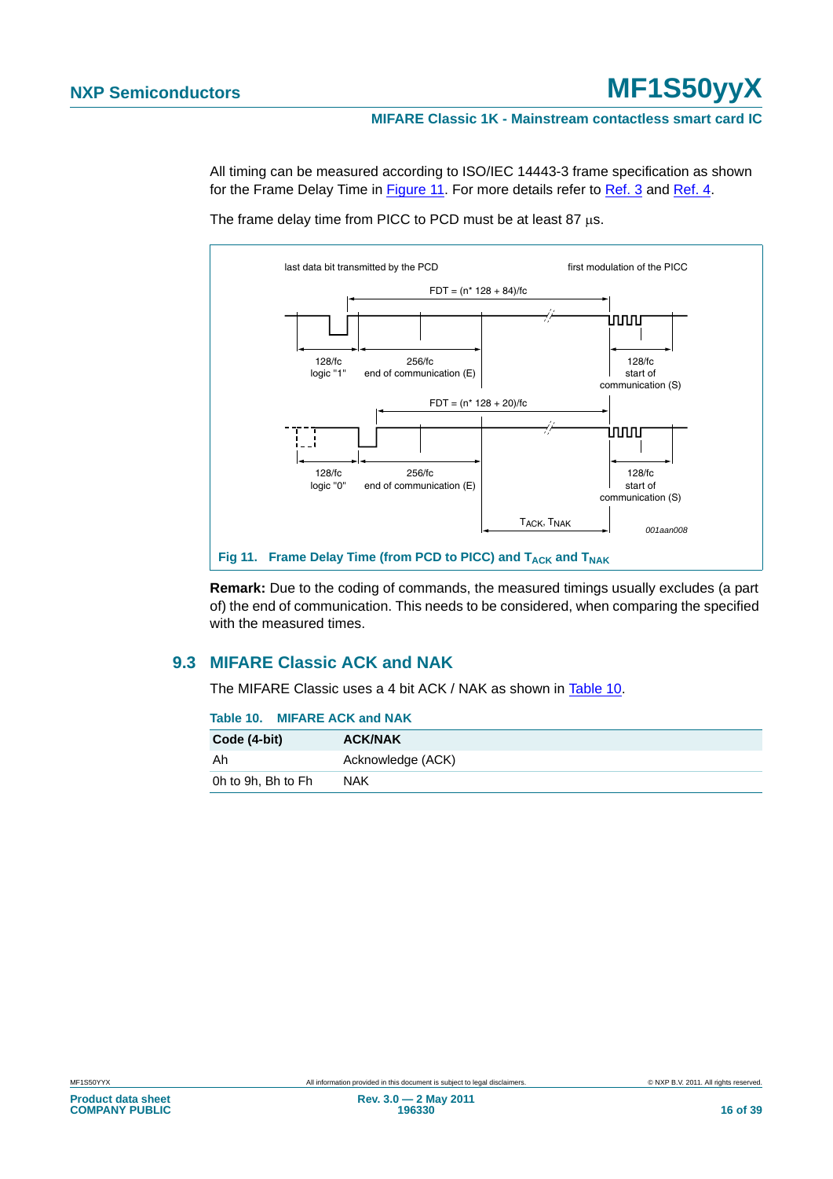All timing can be measured according to ISO/IEC 14443-3 frame specification as shown for the Frame Delay Time in Figure 11. For more details refer to Ref. 3 and Ref. 4.

The frame delay time from PICC to PCD must be at least 87 μs.

Fig 11. Frame Delay Time (from PCD to PICC) and $T_{ACK}$ and $T_{NAK}$

**Remark:** Due to the coding of commands, the measured timings usually excludes (a part of) the end of communication. This needs to be considered, when comparing the specified with the measured times.

## 9.3 MIFARE Classic ACK and NAK

The MIFARE Classic uses a 4 bit ACK / NAK as shown in Table 10.

**Table 10. MIFARE ACK and NAK**

| Code (4-bit) | ACK/NAK |
|---|---|
| Ah | Acknowledge (ACK) |
| 0h to 9h, Bh to Fh | NAK |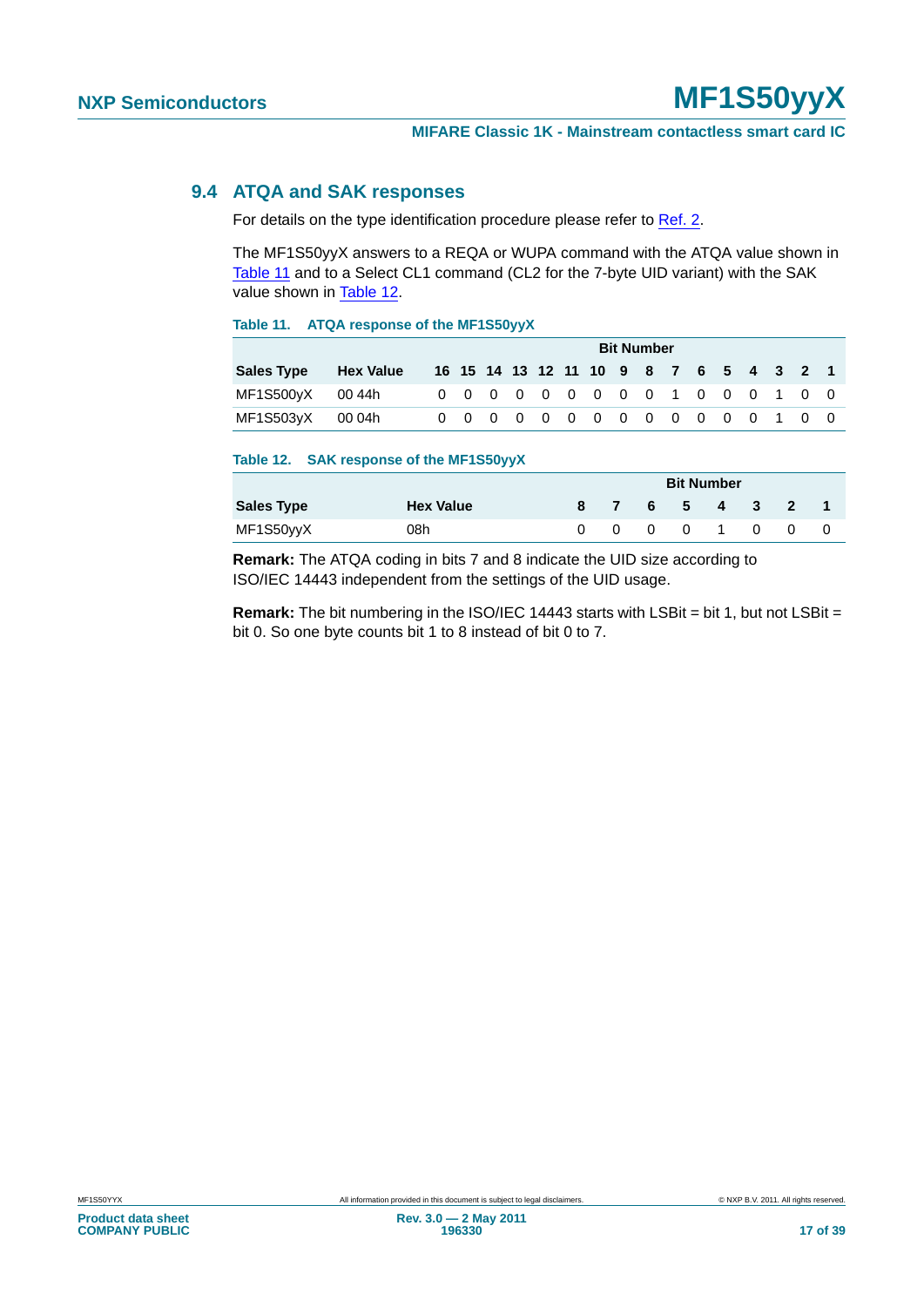### 9.4 ATQA and SAK responses

For details on the type identification procedure please refer to Ref. 2.

The MF1S50yyX answers to a REQA or WUPA command with the ATQA value shown in Table 11 and to a Select CL1 command (CL2 for the 7-byte UID variant) with the SAK value shown in Table 12.

**Table 11. ATQA response of the MF1S50yyX**

| | | Bit Number | | | | | | | | | | | | | | | |
|---|---|---|---|---|---|---|---|---|---|---|---|---|---|---|---|---|---|
| **Sales Type** | **Hex Value** | **16** | **15** | **14** | **13** | **12** | **11** | **10** | **9** | **8** | **7** | **6** | **5** | **4** | **3** | **2** | **1** |
| MF1S500yX | 00 44h | 0 | 0 | 0 | 0 | 0 | 0 | 0 | 0 | 0 | 1 | 0 | 0 | 0 | 1 | 0 | 0 |
| MF1S503yX | 00 04h | 0 | 0 | 0 | 0 | 0 | 0 | 0 | 0 | 0 | 0 | 0 | 0 | 0 | 1 | 0 | 0 |

**Table 12. SAK response of the MF1S50yyX**

| | | Bit Number | | | | | | | |
|---|---|---|---|---|---|---|---|---|---|
| **Sales Type** | **Hex Value** | **8** | **7** | **6** | **5** | **4** | **3** | **2** | **1** |
| MF1S50yyX | 08h | 0 | 0 | 0 | 0 | 1 | 0 | 0 | 0 |

**Remark:** The ATQA coding in bits 7 and 8 indicate the UID size according to ISO/IEC 14443 independent from the settings of the UID usage.

**Remark:** The bit numbering in the ISO/IEC 14443 starts with LSBit = bit 1, but not LSBit = bit 0. So one byte counts bit 1 to 8 instead of bit 0 to 7.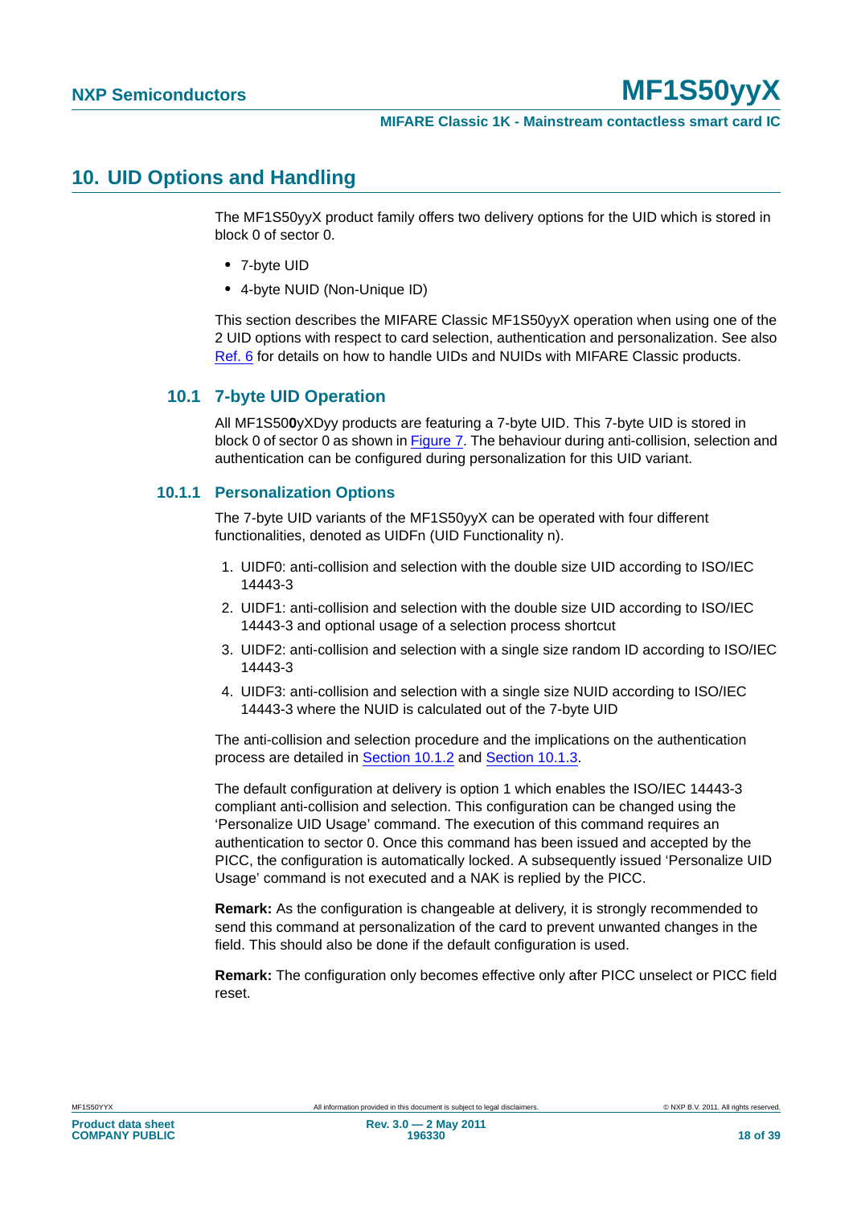# 10. UID Options and Handling

The MF1S50yyX product family offers two delivery options for the UID which is stored in block 0 of sector 0.

- 7-byte UID
- 4-byte NUID (Non-Unique ID)

This section describes the MIFARE Classic MF1S50yyX operation when using one of the 2 UID options with respect to card selection, authentication and personalization. See also Ref. 6 for details on how to handle UIDs and NUIDs with MIFARE Classic products.

## 10.1 7-byte UID Operation

All MF1S50**0**yXDyy products are featuring a 7-byte UID. This 7-byte UID is stored in block 0 of sector 0 as shown in Figure 7. The behaviour during anti-collision, selection and authentication can be configured during personalization for this UID variant.

### 10.1.1 Personalization Options

The 7-byte UID variants of the MF1S50yyX can be operated with four different functionalities, denoted as UIDFn (UID Functionality n).

1. UIDF0: anti-collision and selection with the double size UID according to ISO/IEC 14443-3
2. UIDF1: anti-collision and selection with the double size UID according to ISO/IEC 14443-3 and optional usage of a selection process shortcut
3. UIDF2: anti-collision and selection with a single size random ID according to ISO/IEC 14443-3
4. UIDF3: anti-collision and selection with a single size NUID according to ISO/IEC 14443-3 where the NUID is calculated out of the 7-byte UID

The anti-collision and selection procedure and the implications on the authentication process are detailed in Section 10.1.2 and Section 10.1.3.

The default configuration at delivery is option 1 which enables the ISO/IEC 14443-3 compliant anti-collision and selection. This configuration can be changed using the 'Personalize UID Usage' command. The execution of this command requires an authentication to sector 0. Once this command has been issued and accepted by the PICC, the configuration is automatically locked. A subsequently issued 'Personalize UID Usage' command is not executed and a NAK is replied by the PICC.

**Remark:** As the configuration is changeable at delivery, it is strongly recommended to send this command at personalization of the card to prevent unwanted changes in the field. This should also be done if the default configuration is used.

**Remark:** The configuration only becomes effective only after PICC unselect or PICC field reset.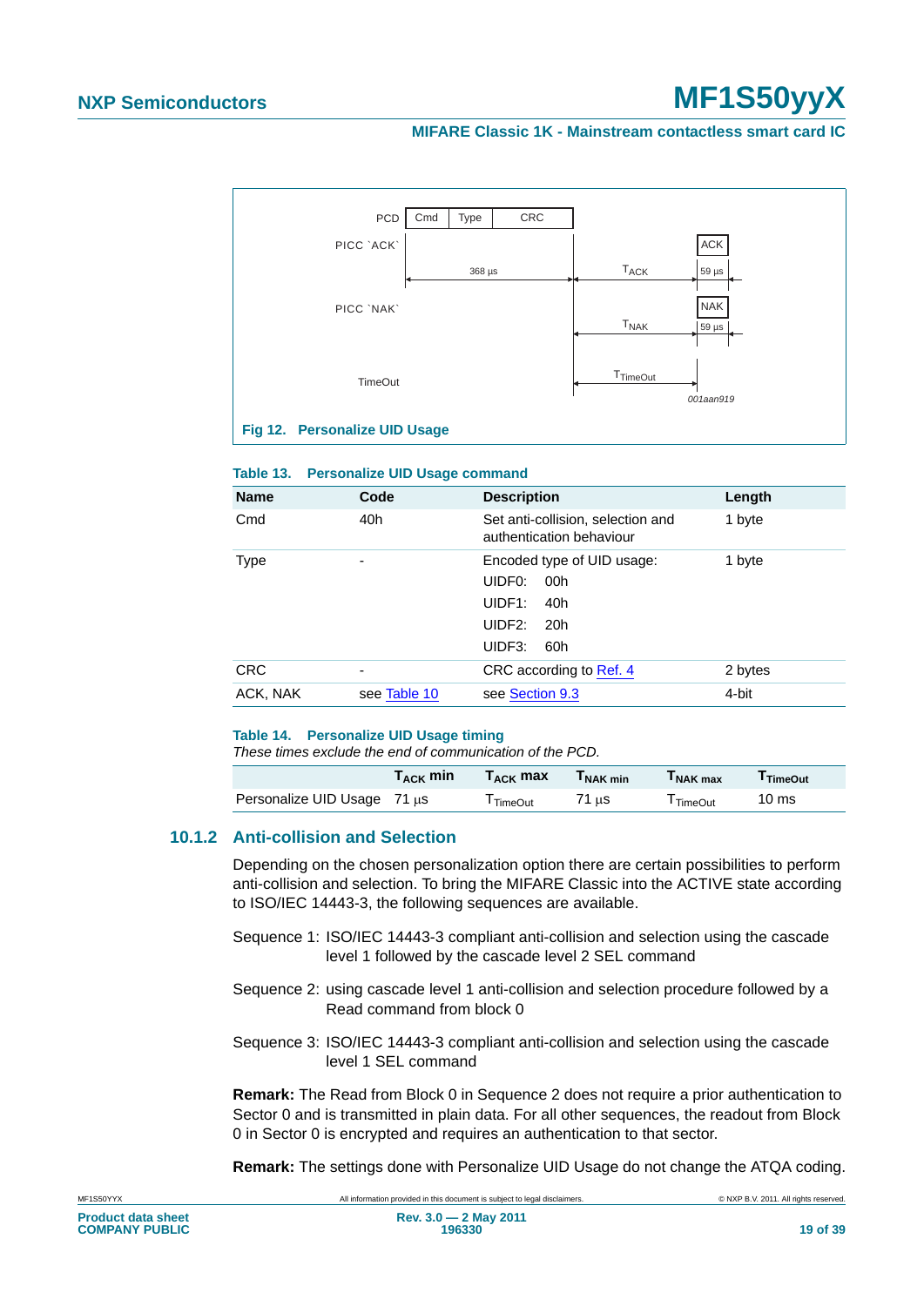Fig 12. Personalize UID Usage

**Table 13. Personalize UID Usage command**

| Name | Code | Description | Length |
|---|---|---|---|
| Cmd | 40h | Set anti-collision, selection and authentication behaviour | 1 byte |
| Type | - | Encoded type of UID usage:<br>UIDF0: 00h<br>UIDF1: 40h<br>UIDF2: 20h<br>UIDF3: 60h | 1 byte |
| CRC | - | CRC according to Ref. 4 | 2 bytes |
| ACK, NAK | see Table 10 | see Section 9.3 | 4-bit |

**Table 14. Personalize UID Usage timing**

*These times exclude the end of communication of the PCD.*

| | $T_{ACK}$ min | $T_{ACK}$ max | $T_{NAK\ min}$ | $T_{NAK\ max}$ | $T_{TimeOut}$ |
|---|---|---|---|---|---|
| Personalize UID Usage | 71 µs | $T_{TimeOut}$ | 71 µs | $T_{TimeOut}$ | 10 ms |

### 10.1.2 Anti-collision and Selection

Depending on the chosen personalization option there are certain possibilities to perform anti-collision and selection. To bring the MIFARE Classic into the ACTIVE state according to ISO/IEC 14443-3, the following sequences are available.

Sequence 1: ISO/IEC 14443-3 compliant anti-collision and selection using the cascade level 1 followed by the cascade level 2 SEL command

Sequence 2: using cascade level 1 anti-collision and selection procedure followed by a Read command from block 0

Sequence 3: ISO/IEC 14443-3 compliant anti-collision and selection using the cascade level 1 SEL command

**Remark:** The Read from Block 0 in Sequence 2 does not require a prior authentication to Sector 0 and is transmitted in plain data. For all other sequences, the readout from Block 0 in Sector 0 is encrypted and requires an authentication to that sector.

**Remark:** The settings done with Personalize UID Usage do not change the ATQA coding.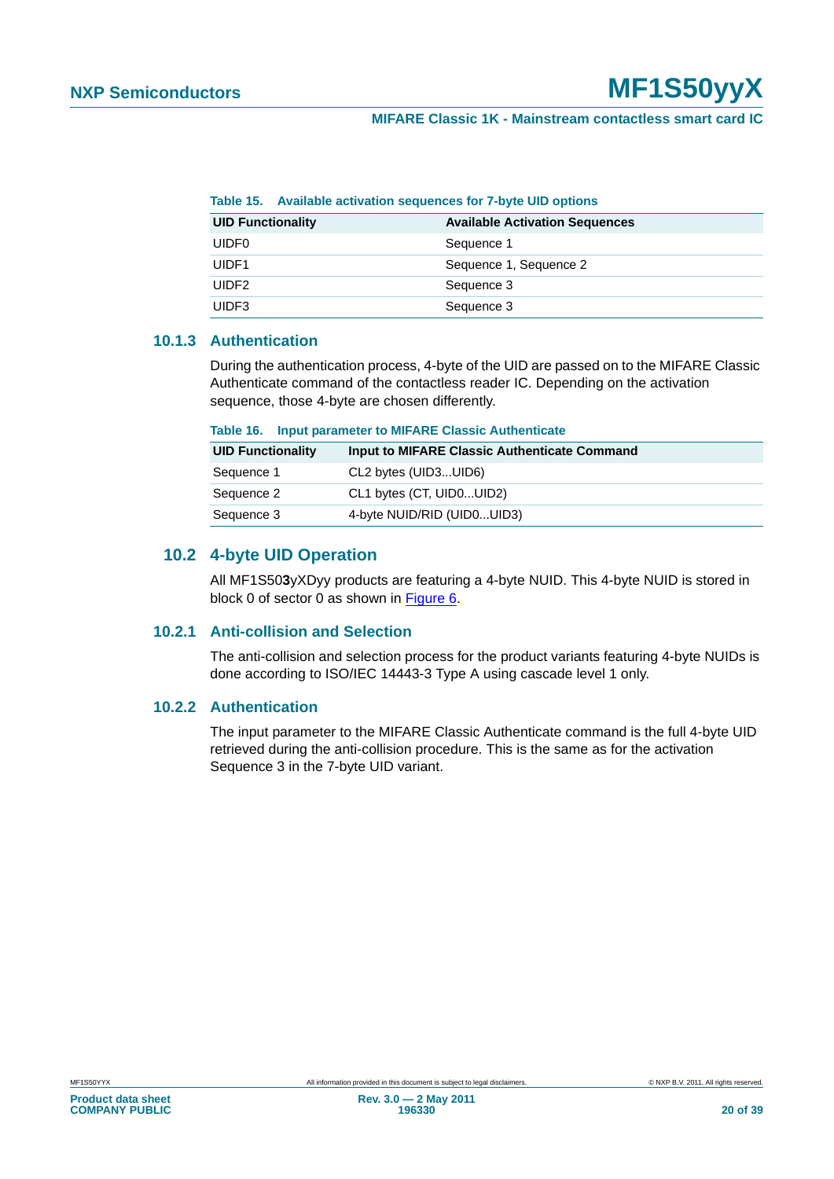**Table 15. Available activation sequences for 7-byte UID options**

| UID Functionality | Available Activation Sequences |
|---|---|
| UIDF0 | Sequence 1 |
| UIDF1 | Sequence 1, Sequence 2 |
| UIDF2 | Sequence 3 |
| UIDF3 | Sequence 3 |

### 10.1.3 Authentication

During the authentication process, 4-byte of the UID are passed on to the MIFARE Classic Authenticate command of the contactless reader IC. Depending on the activation sequence, those 4-byte are chosen differently.

**Table 16. Input parameter to MIFARE Classic Authenticate**

| UID Functionality | Input to MIFARE Classic Authenticate Command |
|---|---|
| Sequence 1 | CL2 bytes (UID3...UID6) |
| Sequence 2 | CL1 bytes (CT, UID0...UID2) |
| Sequence 3 | 4-byte NUID/RID (UID0...UID3) |

## 10.2 4-byte UID Operation

All MF1S50**3**yXDyy products are featuring a 4-byte NUID. This 4-byte NUID is stored in block 0 of sector 0 as shown in Figure 6.

### 10.2.1 Anti-collision and Selection

The anti-collision and selection process for the product variants featuring 4-byte NUIDs is done according to ISO/IEC 14443-3 Type A using cascade level 1 only.

### 10.2.2 Authentication

The input parameter to the MIFARE Classic Authenticate command is the full 4-byte UID retrieved during the anti-collision procedure. This is the same as for the activation Sequence 3 in the 7-byte UID variant.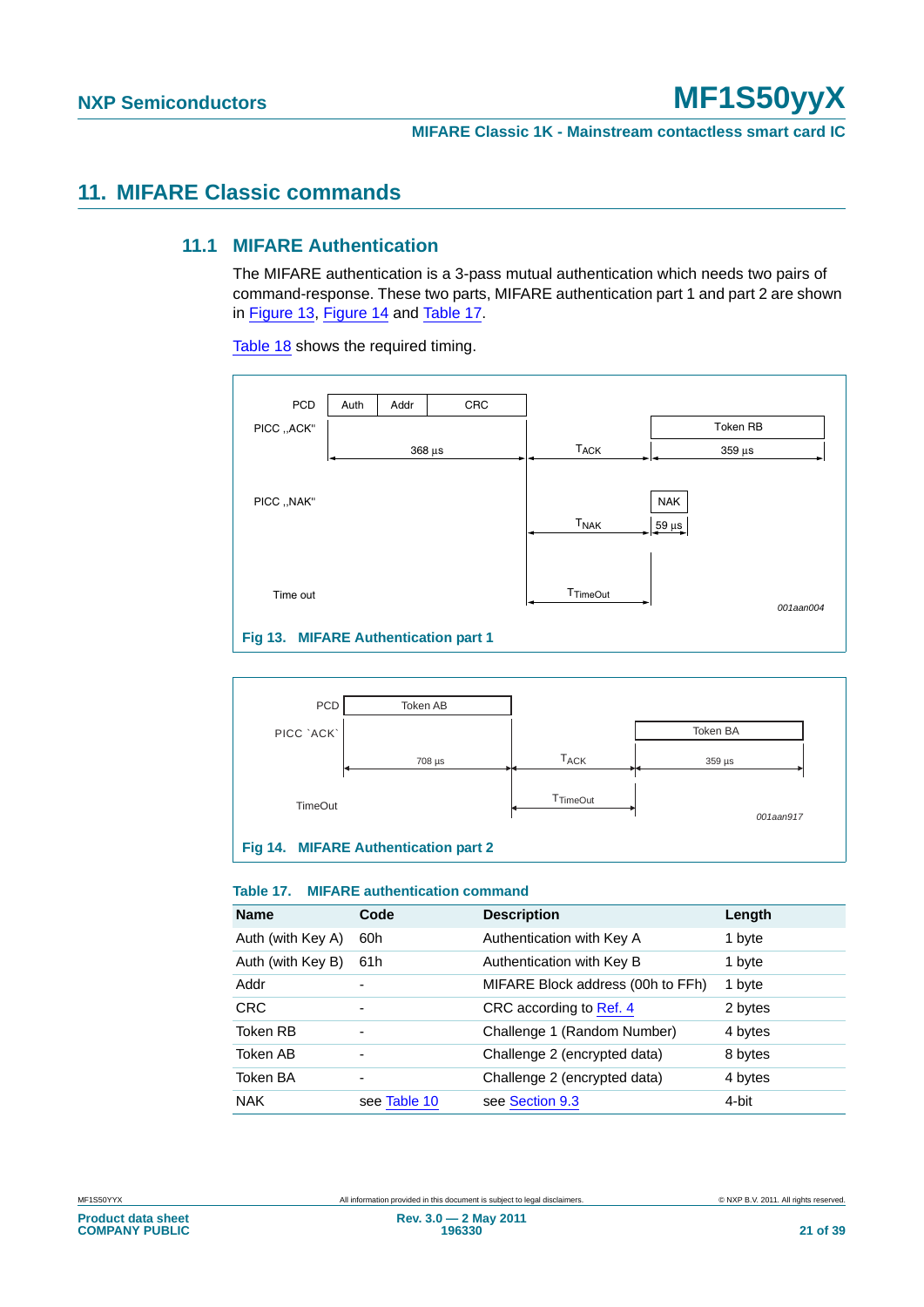# 11. MIFARE Classic commands

## 11.1 MIFARE Authentication

The MIFARE authentication is a 3-pass mutual authentication which needs two pairs of command-response. These two parts, MIFARE authentication part 1 and part 2 are shown in Figure 13, Figure 14 and Table 17.

Table 18 shows the required timing.

Fig 13. MIFARE Authentication part 1

Fig 14. MIFARE Authentication part 2

**Table 17. MIFARE authentication command**

| Name | Code | Description | Length |
|---|---|---|---|
| Auth (with Key A) | 60h | Authentication with Key A | 1 byte |
| Auth (with Key B) | 61h | Authentication with Key B | 1 byte |
| Addr | - | MIFARE Block address (00h to FFh) | 1 byte |
| CRC | - | CRC according to Ref. 4 | 2 bytes |
| Token RB | - | Challenge 1 (Random Number) | 4 bytes |
| Token AB | - | Challenge 2 (encrypted data) | 8 bytes |
| Token BA | - | Challenge 2 (encrypted data) | 4 bytes |
| NAK | see Table 10 | see Section 9.3 | 4-bit |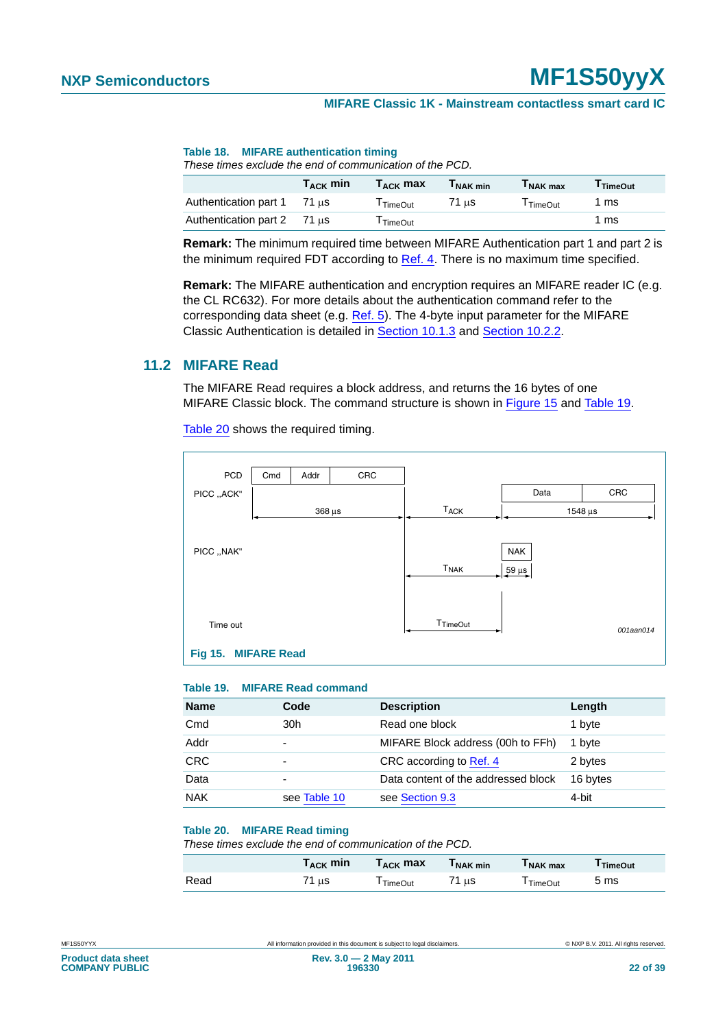**Table 18. MIFARE authentication timing**

*These times exclude the end of communication of the PCD.*

| | $T_{ACK}$ min | $T_{ACK}$ max | $T_{NAK\ min}$ | $T_{NAK\ max}$ | $T_{TimeOut}$ |
|---|---|---|---|---|---|
| Authentication part 1 | 71 µs | $T_{TimeOut}$ | 71 µs | $T_{TimeOut}$ | 1 ms |
| Authentication part 2 | 71 µs | $T_{TimeOut}$ | | | 1 ms |

**Remark:** The minimum required time between MIFARE Authentication part 1 and part 2 is the minimum required FDT according to Ref. 4. There is no maximum time specified.

**Remark:** The MIFARE authentication and encryption requires an MIFARE reader IC (e.g. the CL RC632). For more details about the authentication command refer to the corresponding data sheet (e.g. Ref. 5). The 4-byte input parameter for the MIFARE Classic Authentication is detailed in Section 10.1.3 and Section 10.2.2.

## 11.2 MIFARE Read

The MIFARE Read requires a block address, and returns the 16 bytes of one MIFARE Classic block. The command structure is shown in Figure 15 and Table 19.

Table 20 shows the required timing.

**Fig 15. MIFARE Read**

**Table 19. MIFARE Read command**

| Name | Code | Description | Length |
|---|---|---|---|
| Cmd | 30h | Read one block | 1 byte |
| Addr | - | MIFARE Block address (00h to FFh) | 1 byte |
| CRC | - | CRC according to Ref. 4 | 2 bytes |
| Data | - | Data content of the addressed block | 16 bytes |
| NAK | see Table 10 | see Section 9.3 | 4-bit |

**Table 20. MIFARE Read timing**

*These times exclude the end of communication of the PCD.*

| | $T_{ACK}$ min | $T_{ACK}$ max | $T_{NAK\ min}$ | $T_{NAK\ max}$ | $T_{TimeOut}$ |
|---|---|---|---|---|---|
| Read | 71 µs | $T_{TimeOut}$ | 71 µs | $T_{TimeOut}$ | 5 ms |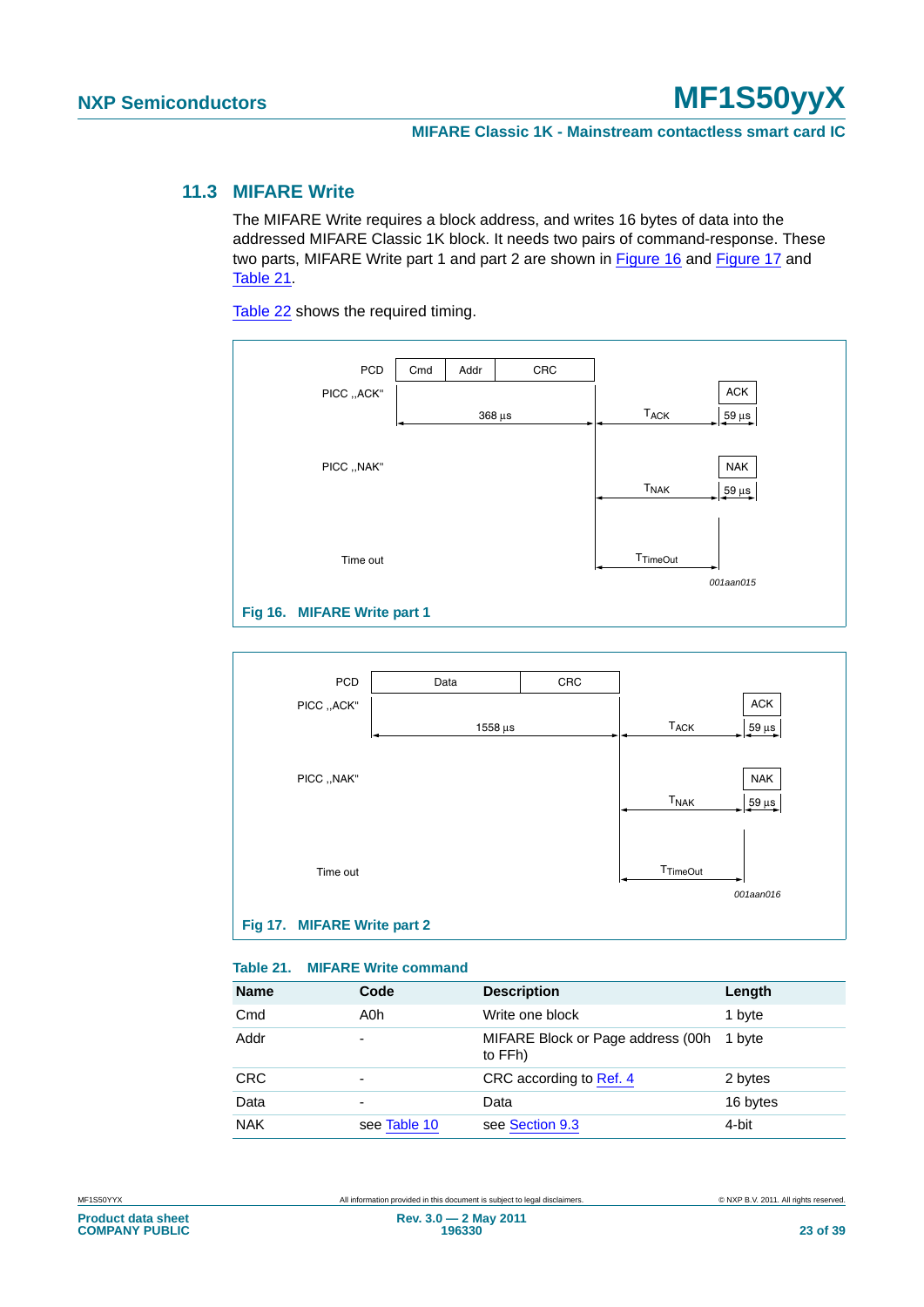### 11.3 MIFARE Write

The MIFARE Write requires a block address, and writes 16 bytes of data into the addressed MIFARE Classic 1K block. It needs two pairs of command-response. These two parts, MIFARE Write part 1 and part 2 are shown in Figure 16 and Figure 17 and Table 21.

Table 22 shows the required timing.

Fig 16. MIFARE Write part 1

Fig 17. MIFARE Write part 2

**Table 21. MIFARE Write command**

| Name | Code | Description | Length |
|---|---|---|---|
| Cmd | A0h | Write one block | 1 byte |
| Addr | - | MIFARE Block or Page address (00h to FFh) | 1 byte |
| CRC | - | CRC according to Ref. 4 | 2 bytes |
| Data | - | Data | 16 bytes |
| NAK | see Table 10 | see Section 9.3 | 4-bit |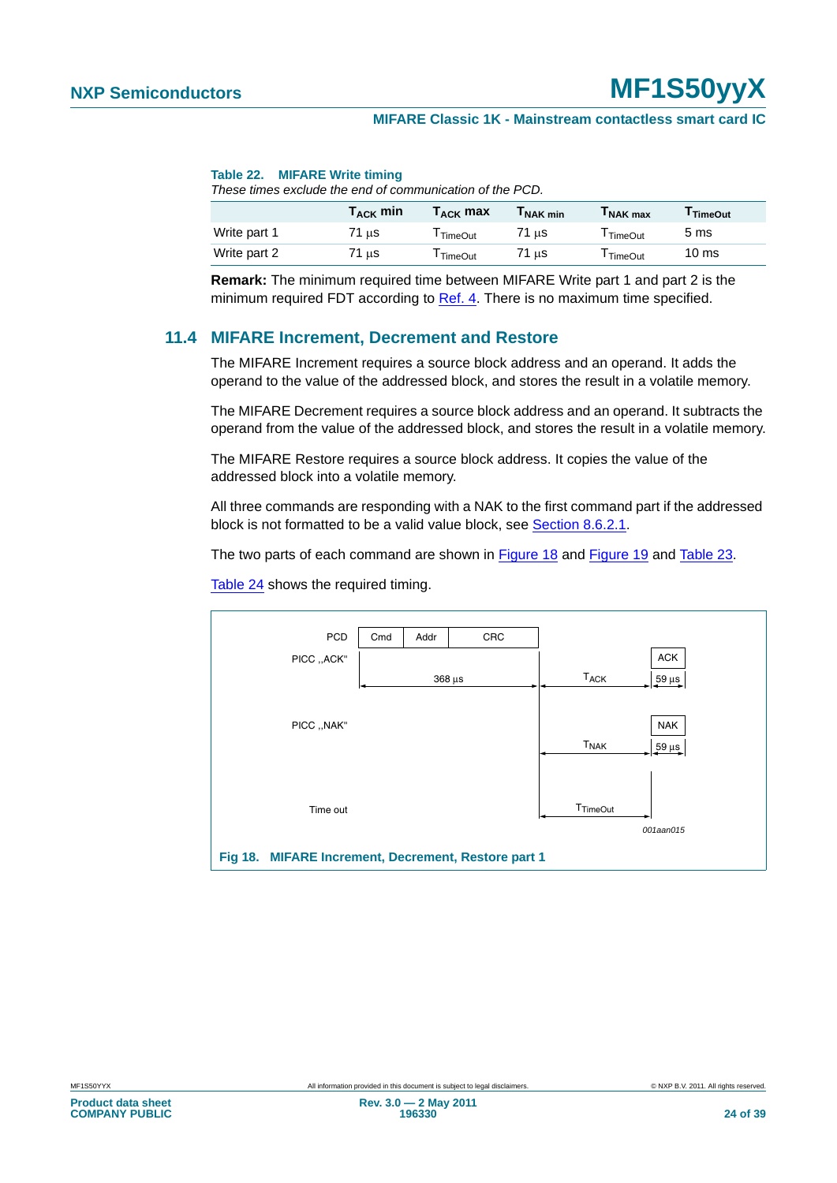**Table 22. MIFARE Write timing**

*These times exclude the end of communication of the PCD.*

| | $T_{ACK}$ min | $T_{ACK}$ max | $T_{NAK\ min}$ | $T_{NAK\ max}$ | $T_{TimeOut}$ |
|---|---|---|---|---|---|
| Write part 1 | 71 μs | $T_{TimeOut}$ | 71 μs | $T_{TimeOut}$ | 5 ms |
| Write part 2 | 71 μs | $T_{TimeOut}$ | 71 μs | $T_{TimeOut}$ | 10 ms |

**Remark:** The minimum required time between MIFARE Write part 1 and part 2 is the minimum required FDT according to Ref. 4. There is no maximum time specified.

## 11.4 MIFARE Increment, Decrement and Restore

The MIFARE Increment requires a source block address and an operand. It adds the operand to the value of the addressed block, and stores the result in a volatile memory.

The MIFARE Decrement requires a source block address and an operand. It subtracts the operand from the value of the addressed block, and stores the result in a volatile memory.

The MIFARE Restore requires a source block address. It copies the value of the addressed block into a volatile memory.

All three commands are responding with a NAK to the first command part if the addressed block is not formatted to be a valid value block, see Section 8.6.2.1.

The two parts of each command are shown in Figure 18 and Figure 19 and Table 23.

Table 24 shows the required timing.

Fig 18. MIFARE Increment, Decrement, Restore part 1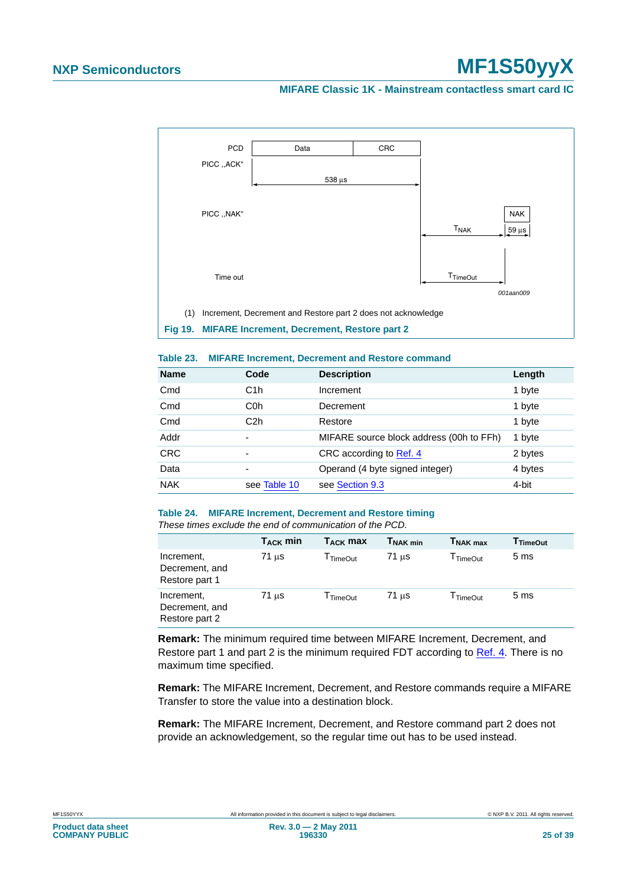(1) Increment, Decrement and Restore part 2 does not acknowledge

**Fig 19. MIFARE Increment, Decrement, Restore part 2**

**Table 23. MIFARE Increment, Decrement and Restore command**

| Name | Code | Description | Length |
|---|---|---|---|
| Cmd | C1h | Increment | 1 byte |
| Cmd | C0h | Decrement | 1 byte |
| Cmd | C2h | Restore | 1 byte |
| Addr | - | MIFARE source block address (00h to FFh) | 1 byte |
| CRC | - | CRC according to Ref. 4 | 2 bytes |
| Data | - | Operand (4 byte signed integer) | 4 bytes |
| NAK | see Table 10 | see Section 9.3 | 4-bit |

**Table 24. MIFARE Increment, Decrement and Restore timing**

*These times exclude the end of communication of the PCD.*

| | $T_{ACK}$ min | $T_{ACK}$ max | $T_{NAK\ min}$ | $T_{NAK\ max}$ | $T_{TimeOut}$ |
|---|---|---|---|---|---|
| Increment, Decrement, and Restore part 1 | 71 μs | $T_{TimeOut}$ | 71 μs | $T_{TimeOut}$ | 5 ms |
| Increment, Decrement, and Restore part 2 | 71 μs | $T_{TimeOut}$ | 71 μs | $T_{TimeOut}$ | 5 ms |

**Remark:** The minimum required time between MIFARE Increment, Decrement, and Restore part 1 and part 2 is the minimum required FDT according to Ref. 4. There is no maximum time specified.

**Remark:** The MIFARE Increment, Decrement, and Restore commands require a MIFARE Transfer to store the value into a destination block.

**Remark:** The MIFARE Increment, Decrement, and Restore command part 2 does not provide an acknowledgement, so the regular time out has to be used instead.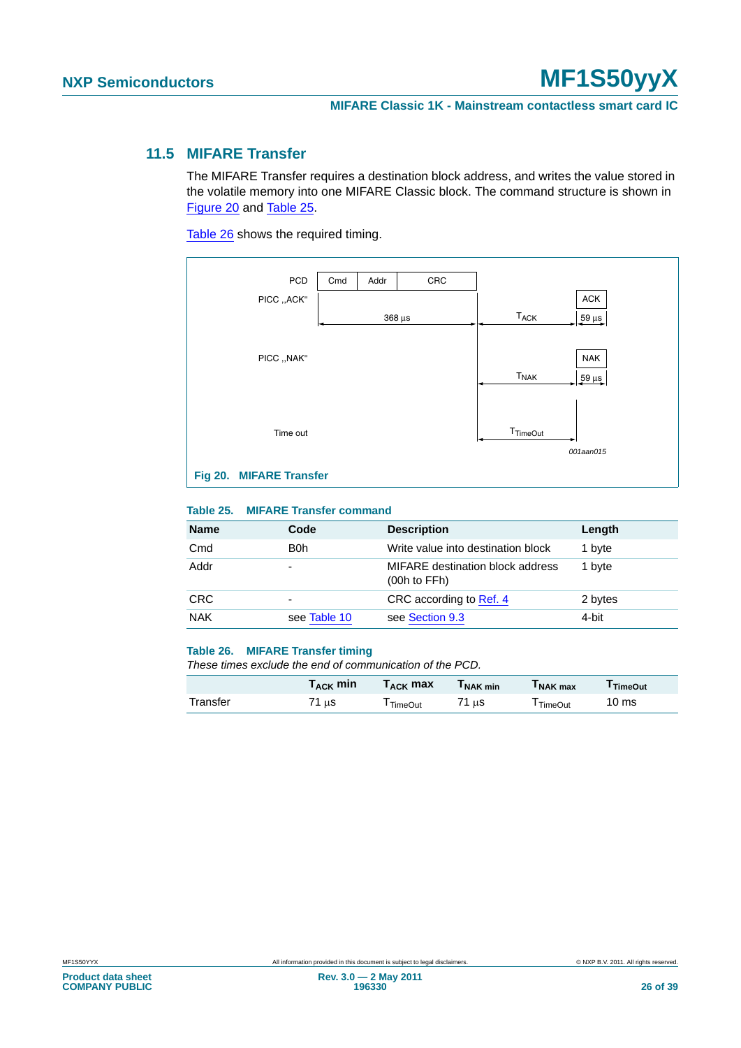### 11.5 MIFARE Transfer

The MIFARE Transfer requires a destination block address, and writes the value stored in the volatile memory into one MIFARE Classic block. The command structure is shown in Figure 20 and Table 25.

Table 26 shows the required timing.

Fig 20. MIFARE Transfer

**Table 25. MIFARE Transfer command**

| Name | Code | Description | Length |
|---|---|---|---|
| Cmd | B0h | Write value into destination block | 1 byte |
| Addr | - | MIFARE destination block address (00h to FFh) | 1 byte |
| CRC | - | CRC according to Ref. 4 | 2 bytes |
| NAK | see Table 10 | see Section 9.3 | 4-bit |

**Table 26. MIFARE Transfer timing**

*These times exclude the end of communication of the PCD.*

| | $T_{ACK}$ min | $T_{ACK}$ max | $T_{NAK\ min}$ | $T_{NAK\ max}$ | $T_{TimeOut}$ |
|---|---|---|---|---|---|
| Transfer | 71 µs | $T_{TimeOut}$ | 71 µs | $T_{TimeOut}$ | 10 ms |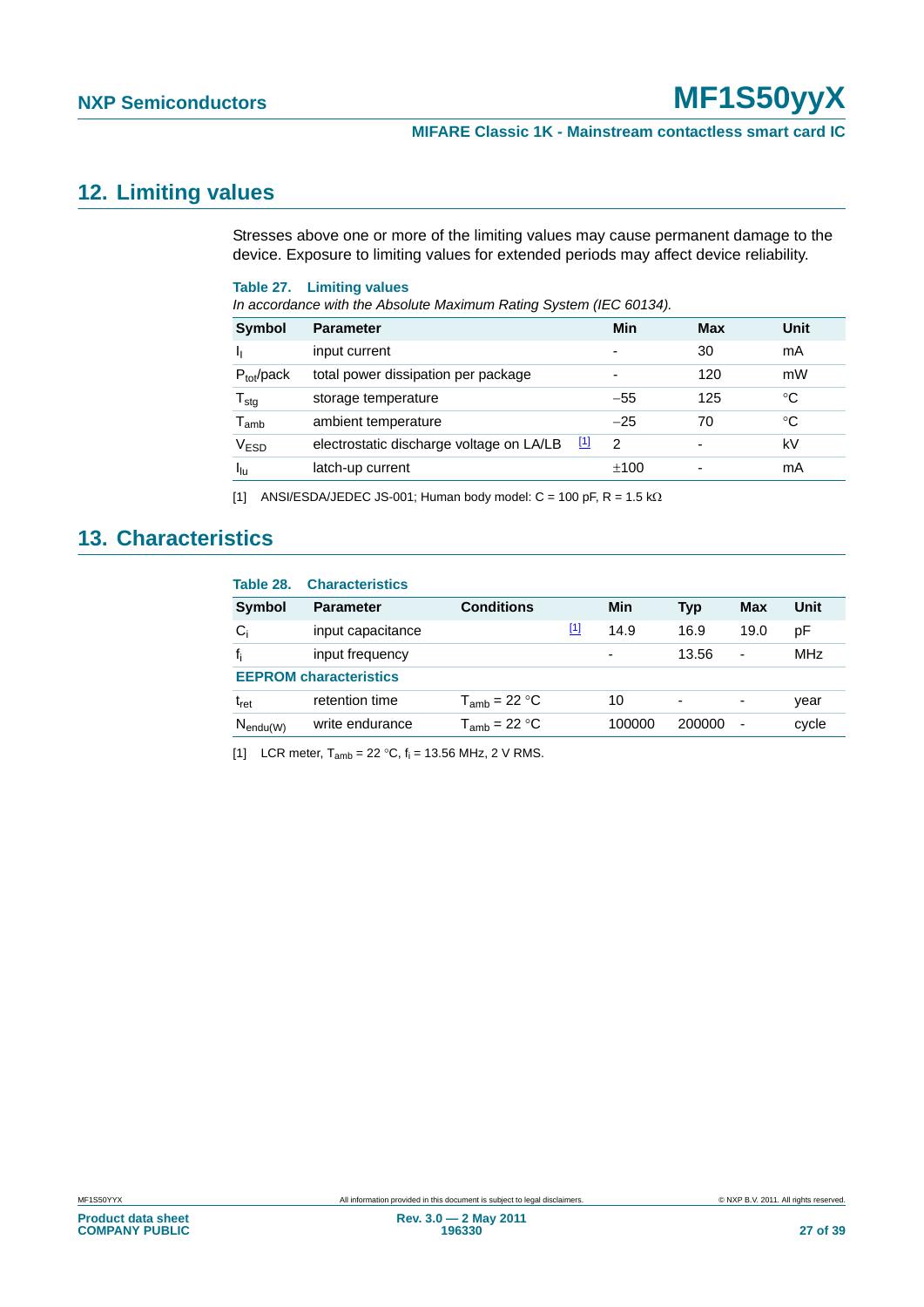## 12. Limiting values

Stresses above one or more of the limiting values may cause permanent damage to the device. Exposure to limiting values for extended periods may affect device reliability.

**Table 27. Limiting values**

*In accordance with the Absolute Maximum Rating System (IEC 60134).*

| Symbol | Parameter | | Min | Max | Unit |
|---|---|---|---|---|---|
| $I_I$ | input current | | - | 30 | mA |
| $P_{tot}$/pack | total power dissipation per package | | - | 120 | mW |
| $T_{stg}$ | storage temperature | | −55 | 125 | °C |
| $T_{amb}$ | ambient temperature | | −25 | 70 | °C |
| $V_{ESD}$ | electrostatic discharge voltage on LA/LB | [1] | 2 | - | kV |
| $I_{lu}$ | latch-up current | | ±100 | - | mA |

[1] ANSI/ESDA/JEDEC JS-001; Human body model: C = 100 pF, R = 1.5 kΩ

## 13. Characteristics

**Table 28. Characteristics**

| Symbol | Parameter | Conditions | | Min | Typ | Max | Unit |
|---|---|---|---|---|---|---|---|
| $C_i$ | input capacitance | | [1] | 14.9 | 16.9 | 19.0 | pF |
| $f_i$ | input frequency | | | - | 13.56 | - | MHz |
| **EEPROM characteristics** | | | | | | | |
| $t_{ret}$ | retention time | $T_{amb}$ = 22 °C | | 10 | - | - | year |
| $N_{endu(W)}$ | write endurance | $T_{amb}$ = 22 °C | | 100000 | 200000 | - | cycle |

[1] LCR meter, $T_{amb}$ = 22 °C, $f_i$ = 13.56 MHz, 2 V RMS.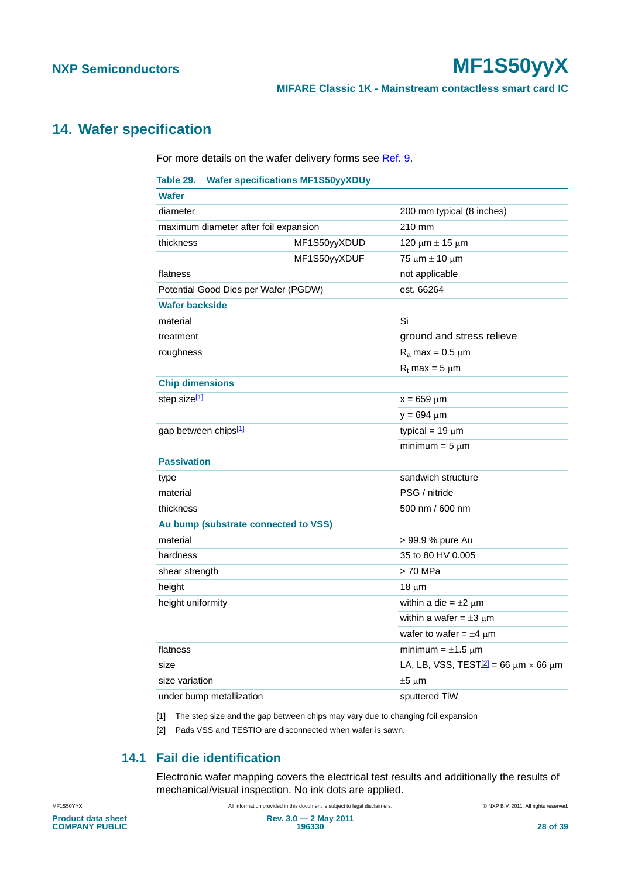## 14. Wafer specification

For more details on the wafer delivery forms see Ref. 9.

**Table 29. Wafer specifications MF1S50yyXDUy**

| | | |
|---|---|---|
| **Wafer** | | |
| diameter | | 200 mm typical (8 inches) |
| maximum diameter after foil expansion | | 210 mm |
| thickness | MF1S50yyXDUD | 120 μm ± 15 μm |
| | MF1S50yyXDUF | 75 μm ± 10 μm |
| flatness | | not applicable |
| Potential Good Dies per Wafer (PGDW) | | est. 66264 |
| **Wafer backside** | | |
| material | | Si |
| treatment | | ground and stress relieve |
| roughness | | $R_a$ max = 0.5 μm |
| | | $R_t$ max = 5 μm |
| **Chip dimensions** | | |
| step size[1] | | x = 659 μm |
| | | y = 694 μm |
| gap between chips[1] | | typical = 19 μm |
| | | minimum = 5 μm |
| **Passivation** | | |
| type | | sandwich structure |
| material | | PSG / nitride |
| thickness | | 500 nm / 600 nm |
| **Au bump (substrate connected to VSS)** | | |
| material | | > 99.9 % pure Au |
| hardness | | 35 to 80 HV 0.005 |
| shear strength | | > 70 MPa |
| height | | 18 μm |
| height uniformity | | within a die = ±2 μm |
| | | within a wafer = ±3 μm |
| | | wafer to wafer = ±4 μm |
| flatness | | minimum = ±1.5 μm |
| size | | LA, LB, VSS, TEST[2] = 66 μm × 66 μm |
| size variation | | ±5 μm |
| under bump metallization | | sputtered TiW |

[1] The step size and the gap between chips may vary due to changing foil expansion

[2] Pads VSS and TESTIO are disconnected when wafer is sawn.

### 14.1 Fail die identification

Electronic wafer mapping covers the electrical test results and additionally the results of mechanical/visual inspection. No ink dots are applied.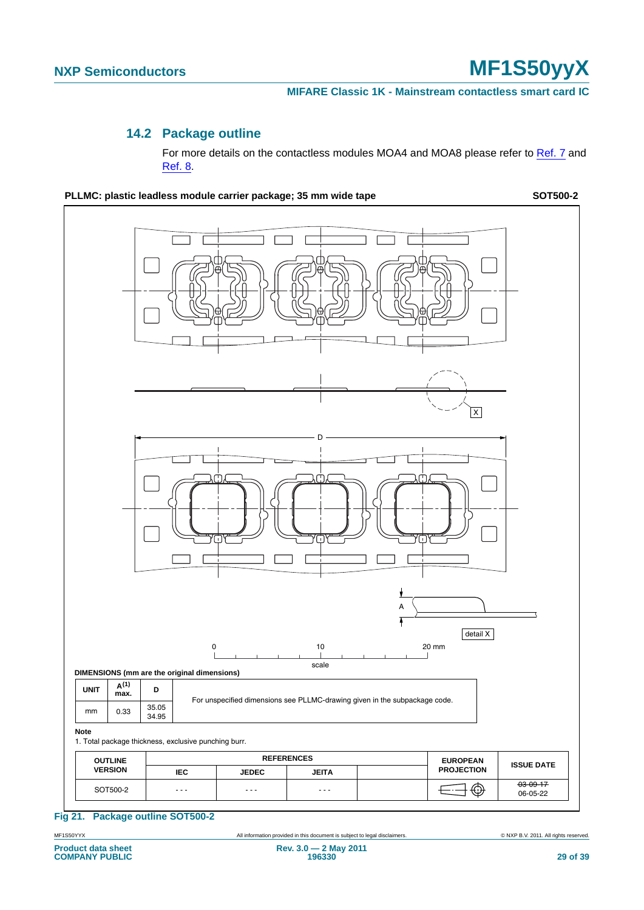### 14.2 Package outline

For more details on the contactless modules MOA4 and MOA8 please refer to Ref. 7 and Ref. 8.

**PLLMC: plastic leadless module carrier package; 35 mm wide tape** **SOT500-2**

D

A

X

detail X

0 10 20 mm

scale

**DIMENSIONS (mm are the original dimensions)**

| UNIT | A[(1)] max. | D | |
|---|---|---|---|
| mm | 0.33 | 35.05<br>34.95 | For unspecified dimensions see PLLMC-drawing given in the subpackage code. |

**Note**

1. Total package thickness, exclusive punching burr.

| OUTLINE VERSION | REFERENCES | | | | EUROPEAN PROJECTION | ISSUE DATE |
|---|---|---|---|---|---|---|
| | IEC | JEDEC | JEITA | | | |
| SOT500-2 | - - - | - - - | - - - | | | ~~03-09-17~~<br>06-05-22 |

**Fig 21. Package outline SOT500-2**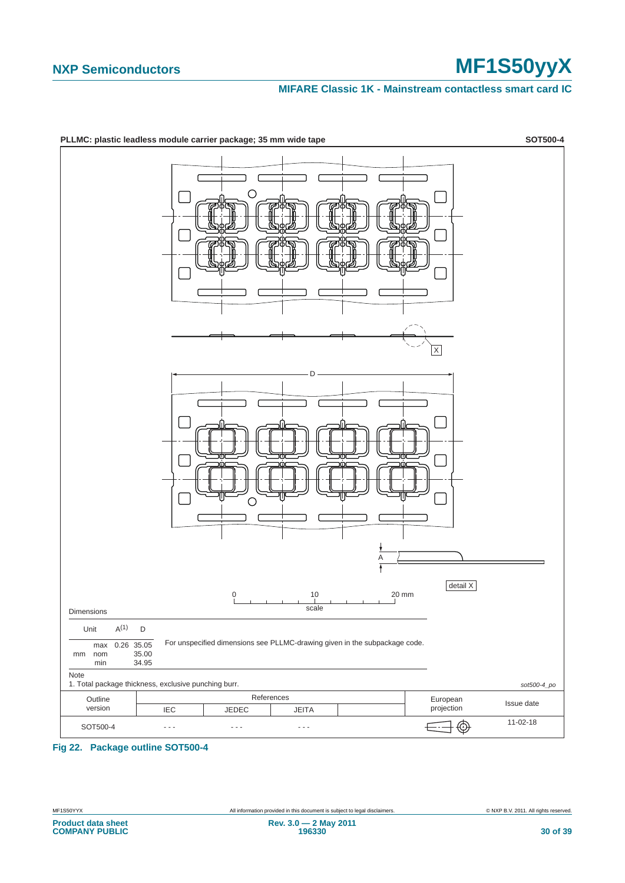**PLLMC: plastic leadless module carrier package; 35 mm wide tape** **SOT500-4**

Dimensions

| Unit | | A(1) | D |
|---|---|---|---|
| mm | max | 0.26 | 35.05 |
| | nom | | 35.00 |
| | min | | 34.95 |

For unspecified dimensions see PLLMC-drawing given in the subpackage code.

Note

1. Total package thickness, exclusive punching burr.

*sot500-4_po*

| Outline version | References | | | | European projection | Issue date |
|---|---|---|---|---|---|---|
| | IEC | JEDEC | JEITA | | | |
| SOT500-4 | - - - | - - - | - - - | | | 11-02-18 |

**Fig 22. Package outline SOT500-4**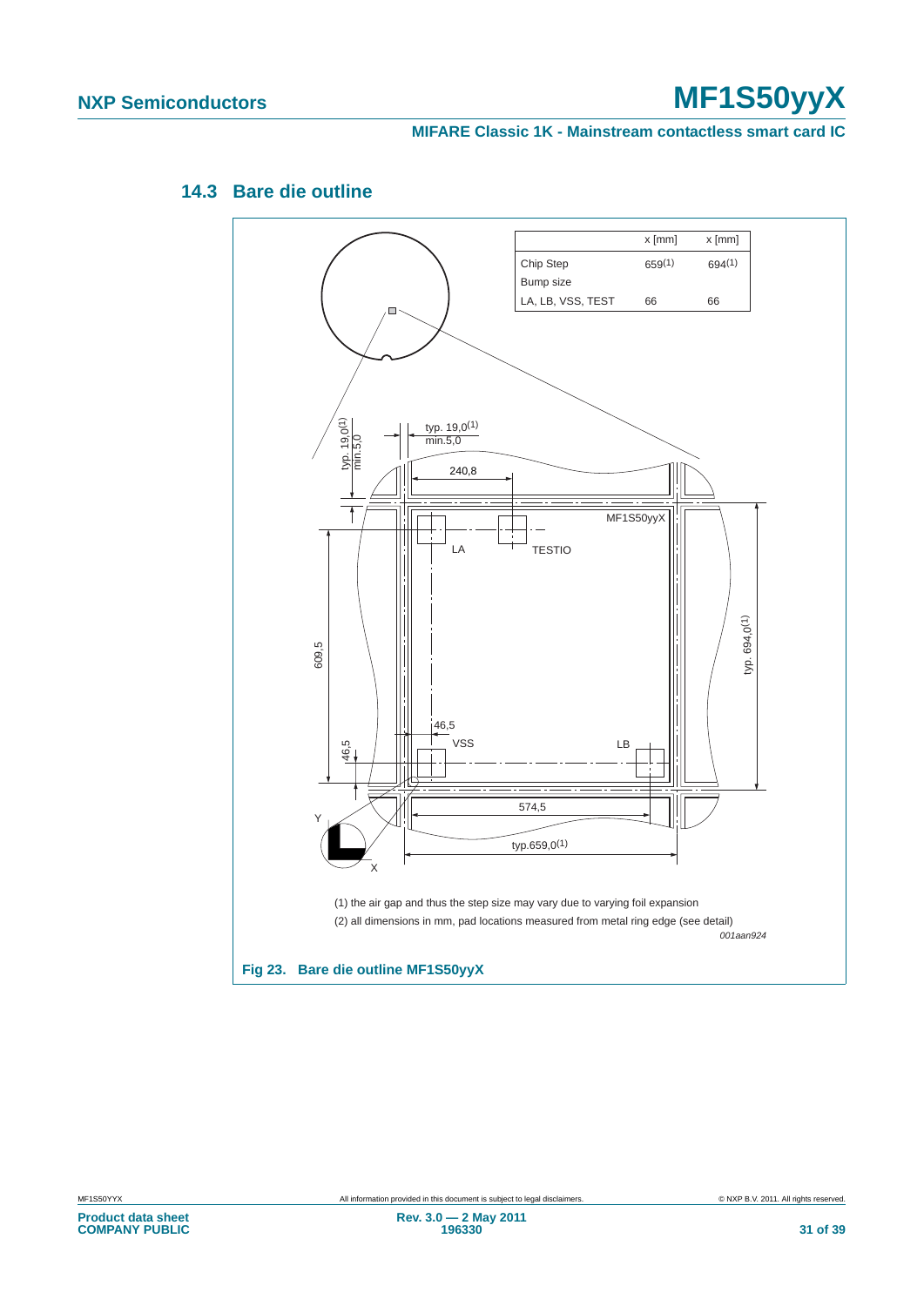### 14.3 Bare die outline

| | x [mm] | x [mm] |
|---|---|---|
| Chip Step | 659(1) | 694(1) |
| Bump size | | |
| LA, LB, VSS, TEST | 66 | 66 |

(1) the air gap and thus the step size may vary due to varying foil expansion

(2) all dimensions in mm, pad locations measured from metal ring edge (see detail)

*001aan924*

**Fig 23. Bare die outline MF1S50yyX**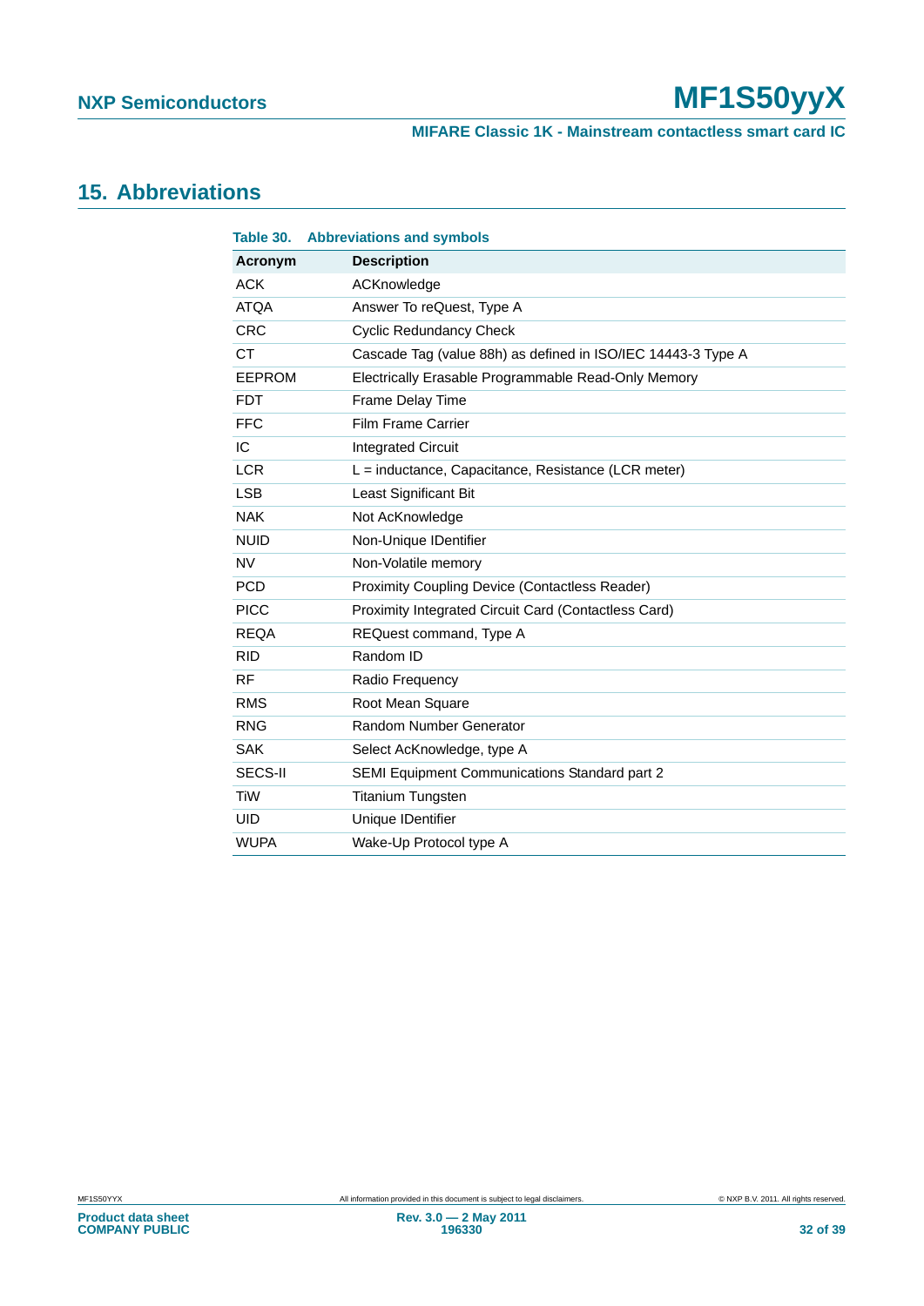## 15. Abbreviations

**Table 30. Abbreviations and symbols**

| Acronym | Description |
|---|---|
| ACK | ACKnowledge |
| ATQA | Answer To reQuest, Type A |
| CRC | Cyclic Redundancy Check |
| CT | Cascade Tag (value 88h) as defined in ISO/IEC 14443-3 Type A |
| EEPROM | Electrically Erasable Programmable Read-Only Memory |
| FDT | Frame Delay Time |
| FFC | Film Frame Carrier |
| IC | Integrated Circuit |
| LCR | L = inductance, Capacitance, Resistance (LCR meter) |
| LSB | Least Significant Bit |
| NAK | Not AcKnowledge |
| NUID | Non-Unique IDentifier |
| NV | Non-Volatile memory |
| PCD | Proximity Coupling Device (Contactless Reader) |
| PICC | Proximity Integrated Circuit Card (Contactless Card) |
| REQA | REQuest command, Type A |
| RID | Random ID |
| RF | Radio Frequency |
| RMS | Root Mean Square |
| RNG | Random Number Generator |
| SAK | Select AcKnowledge, type A |
| SECS-II | SEMI Equipment Communications Standard part 2 |
| TiW | Titanium Tungsten |
| UID | Unique IDentifier |
| WUPA | Wake-Up Protocol type A |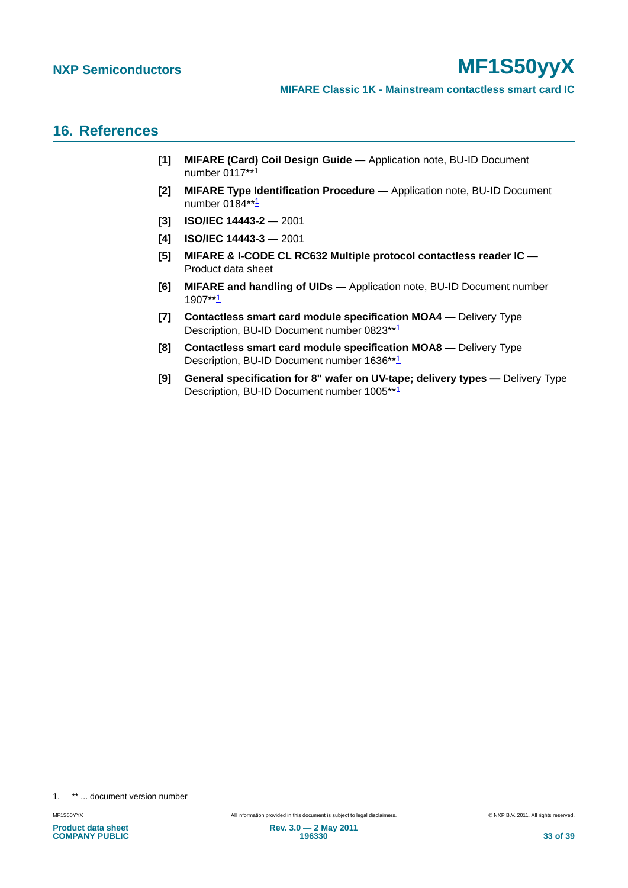## 16. References

[1] **MIFARE (Card) Coil Design Guide —** Application note, BU-ID Document number 0117**[1]

[2] **MIFARE Type Identification Procedure —** Application note, BU-ID Document number 0184**[1]

[3] **ISO/IEC 14443-2 —** 2001

[4] **ISO/IEC 14443-3 —** 2001

[5] **MIFARE & I-CODE CL RC632 Multiple protocol contactless reader IC —** Product data sheet

[6] **MIFARE and handling of UIDs —** Application note, BU-ID Document number 1907**[1]

[7] **Contactless smart card module specification MOA4 —** Delivery Type Description, BU-ID Document number 0823**[1]

[8] **Contactless smart card module specification MOA8 —** Delivery Type Description, BU-ID Document number 1636**[1]

[9] **General specification for 8" wafer on UV-tape; delivery types —** Delivery Type Description, BU-ID Document number 1005**[1]

1. ** ... document version number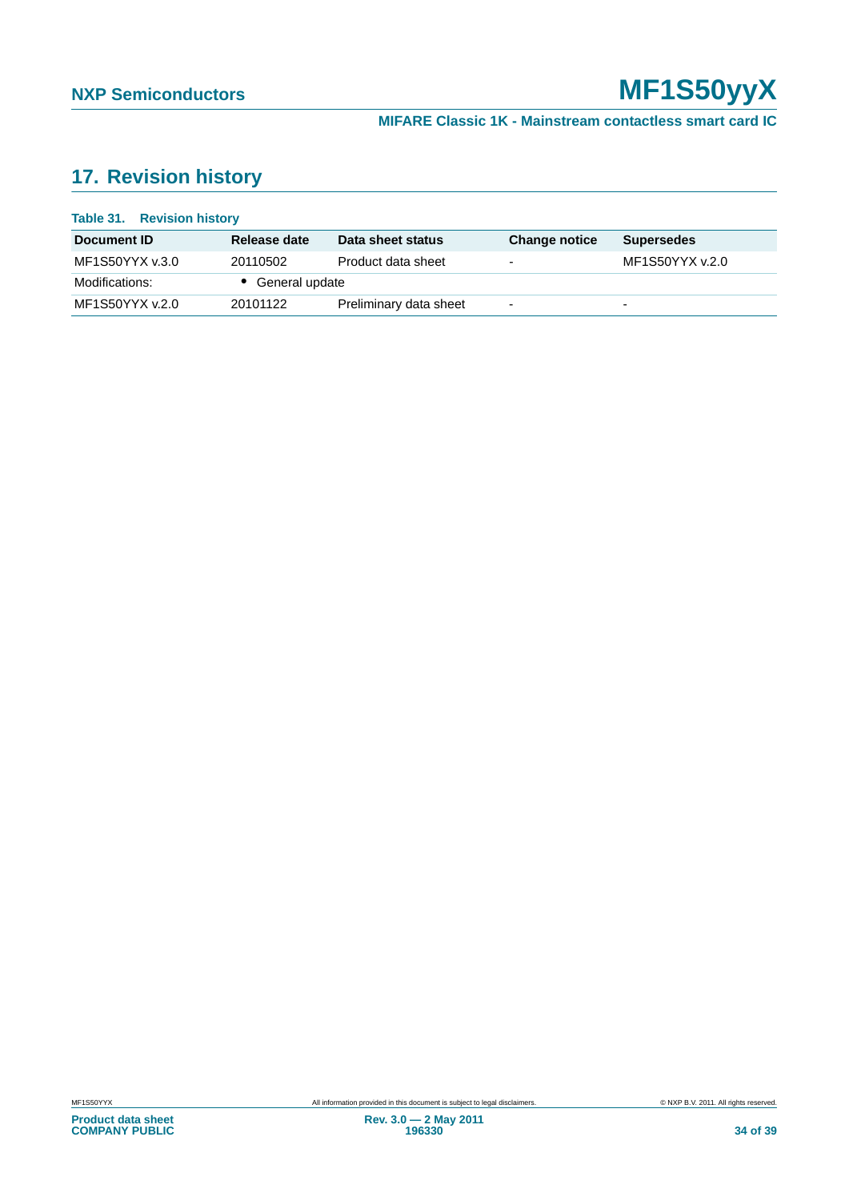## 17. Revision history

**Table 31. Revision history**

| Document ID | Release date | Data sheet status | Change notice | Supersedes |
|---|---|---|---|---|
| MF1S50YYX v.3.0 | 20110502 | Product data sheet | - | MF1S50YYX v.2.0 |
| Modifications: | • General update | | | |
| MF1S50YYX v.2.0 | 20101122 | Preliminary data sheet | - | - |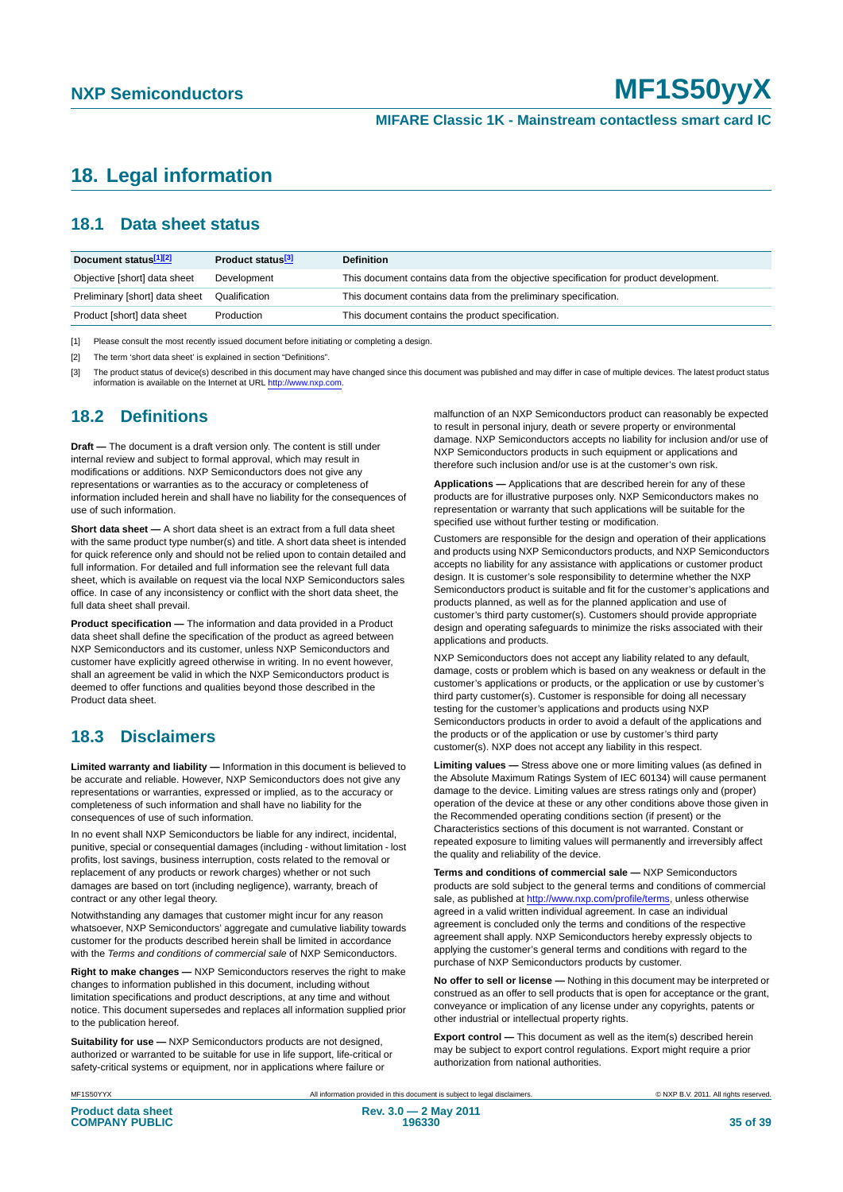# 18. Legal information

## 18.1 Data sheet status

| Document status[1][2] | Product status[3] | Definition |
|---|---|---|
| Objective [short] data sheet | Development | This document contains data from the objective specification for product development. |
| Preliminary [short] data sheet | Qualification | This document contains data from the preliminary specification. |
| Product [short] data sheet | Production | This document contains the product specification. |

[1] Please consult the most recently issued document before initiating or completing a design.

[2] The term 'short data sheet' is explained in section "Definitions".

[3] The product status of device(s) described in this document may have changed since this document was published and may differ in case of multiple devices. The latest product status information is available on the Internet at URL http://www.nxp.com.

## 18.2 Definitions

**Draft —** The document is a draft version only. The content is still under internal review and subject to formal approval, which may result in modifications or additions. NXP Semiconductors does not give any representations or warranties as to the accuracy or completeness of information included herein and shall have no liability for the consequences of use of such information.

**Short data sheet —** A short data sheet is an extract from a full data sheet with the same product type number(s) and title. A short data sheet is intended for quick reference only and should not be relied upon to contain detailed and full information. For detailed and full information see the relevant full data sheet, which is available on request via the local NXP Semiconductors sales office. In case of any inconsistency or conflict with the short data sheet, the full data sheet shall prevail.

**Product specification —** The information and data provided in a Product data sheet shall define the specification of the product as agreed between NXP Semiconductors and its customer, unless NXP Semiconductors and customer have explicitly agreed otherwise in writing. In no event however, shall an agreement be valid in which the NXP Semiconductors product is deemed to offer functions and qualities beyond those described in the Product data sheet.

## 18.3 Disclaimers

**Limited warranty and liability —** Information in this document is believed to be accurate and reliable. However, NXP Semiconductors does not give any representations or warranties, expressed or implied, as to the accuracy or completeness of such information and shall have no liability for the consequences of use of such information.

In no event shall NXP Semiconductors be liable for any indirect, incidental, punitive, special or consequential damages (including - without limitation - lost profits, lost savings, business interruption, costs related to the removal or replacement of any products or rework charges) whether or not such damages are based on tort (including negligence), warranty, breach of contract or any other legal theory.

Notwithstanding any damages that customer might incur for any reason whatsoever, NXP Semiconductors' aggregate and cumulative liability towards customer for the products described herein shall be limited in accordance with the *Terms and conditions of commercial sale* of NXP Semiconductors.

**Right to make changes —** NXP Semiconductors reserves the right to make changes to information published in this document, including without limitation specifications and product descriptions, at any time and without notice. This document supersedes and replaces all information supplied prior to the publication hereof.

**Suitability for use —** NXP Semiconductors products are not designed, authorized or warranted to be suitable for use in life support, life-critical or safety-critical systems or equipment, nor in applications where failure or malfunction of an NXP Semiconductors product can reasonably be expected to result in personal injury, death or severe property or environmental damage. NXP Semiconductors accepts no liability for inclusion and/or use of NXP Semiconductors products in such equipment or applications and therefore such inclusion and/or use is at the customer's own risk.

**Applications —** Applications that are described herein for any of these products are for illustrative purposes only. NXP Semiconductors makes no representation or warranty that such applications will be suitable for the specified use without further testing or modification.

Customers are responsible for the design and operation of their applications and products using NXP Semiconductors products, and NXP Semiconductors accepts no liability for any assistance with applications or customer product design. It is customer's sole responsibility to determine whether the NXP Semiconductors product is suitable and fit for the customer's applications and products planned, as well as for the planned application and use of customer's third party customer(s). Customers should provide appropriate design and operating safeguards to minimize the risks associated with their applications and products.

NXP Semiconductors does not accept any liability related to any default, damage, costs or problem which is based on any weakness or default in the customer's applications or products, or the application or use by customer's third party customer(s). Customer is responsible for doing all necessary testing for the customer's applications and products using NXP Semiconductors products in order to avoid a default of the applications and the products or of the application or use by customer's third party customer(s). NXP does not accept any liability in this respect.

**Limiting values —** Stress above one or more limiting values (as defined in the Absolute Maximum Ratings System of IEC 60134) will cause permanent damage to the device. Limiting values are stress ratings only and (proper) operation of the device at these or any other conditions above those given in the Recommended operating conditions section (if present) or the Characteristics sections of this document is not warranted. Constant or repeated exposure to limiting values will permanently and irreversibly affect the quality and reliability of the device.

**Terms and conditions of commercial sale —** NXP Semiconductors products are sold subject to the general terms and conditions of commercial sale, as published at http://www.nxp.com/profile/terms, unless otherwise agreed in a valid written individual agreement. In case an individual agreement is concluded only the terms and conditions of the respective agreement shall apply. NXP Semiconductors hereby expressly objects to applying the customer's general terms and conditions with regard to the purchase of NXP Semiconductors products by customer.

**No offer to sell or license —** Nothing in this document may be interpreted or construed as an offer to sell products that is open for acceptance or the grant, conveyance or implication of any license under any copyrights, patents or other industrial or intellectual property rights.

**Export control —** This document as well as the item(s) described herein may be subject to export control regulations. Export might require a prior authorization from national authorities.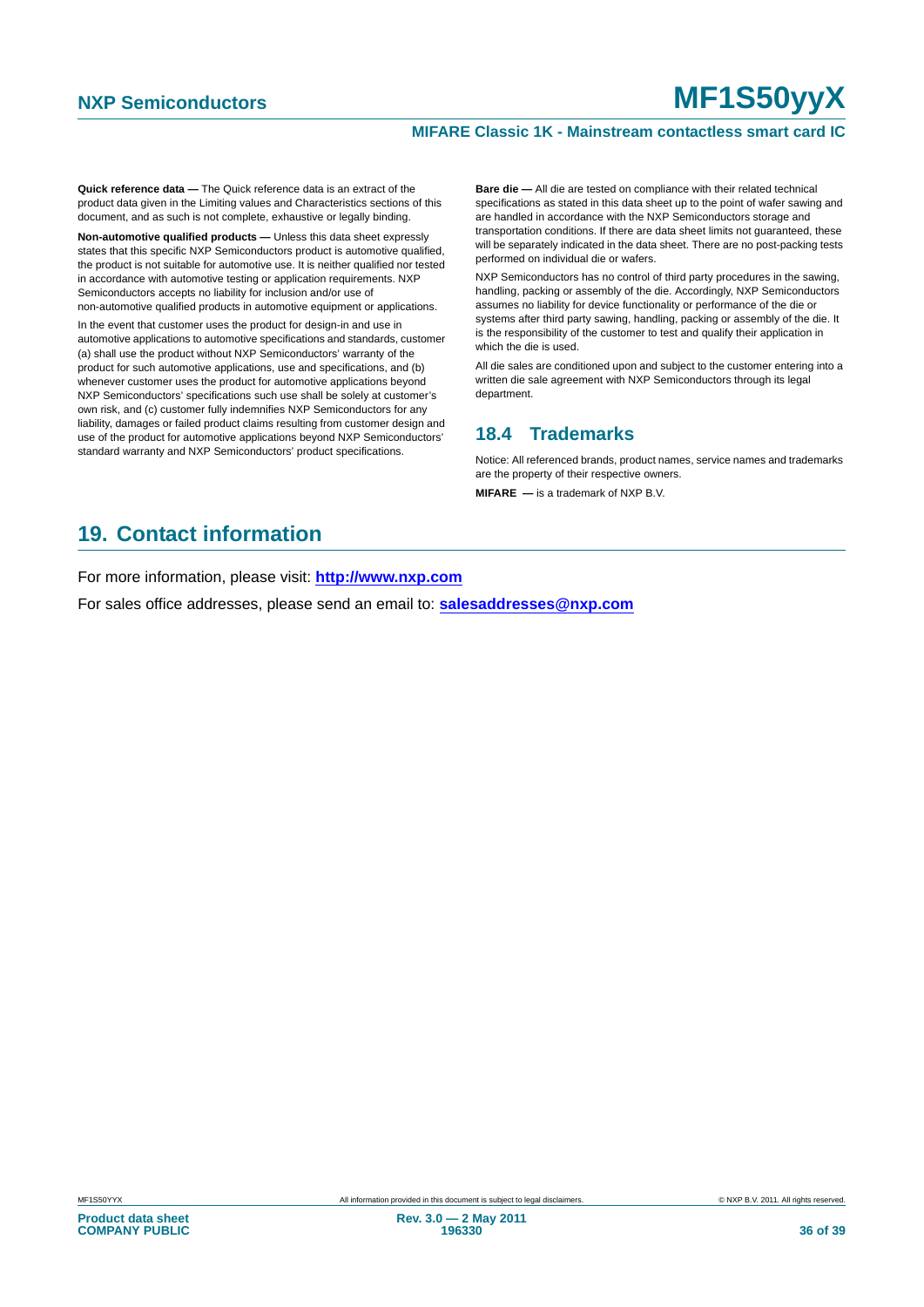**Quick reference data —** The Quick reference data is an extract of the product data given in the Limiting values and Characteristics sections of this document, and as such is not complete, exhaustive or legally binding.

**Non-automotive qualified products —** Unless this data sheet expressly states that this specific NXP Semiconductors product is automotive qualified, the product is not suitable for automotive use. It is neither qualified nor tested in accordance with automotive testing or application requirements. NXP Semiconductors accepts no liability for inclusion and/or use of non-automotive qualified products in automotive equipment or applications.

In the event that customer uses the product for design-in and use in automotive applications to automotive specifications and standards, customer (a) shall use the product without NXP Semiconductors' warranty of the product for such automotive applications, use and specifications, and (b) whenever customer uses the product for automotive applications beyond NXP Semiconductors' specifications such use shall be solely at customer's own risk, and (c) customer fully indemnifies NXP Semiconductors for any liability, damages or failed product claims resulting from customer design and use of the product for automotive applications beyond NXP Semiconductors' standard warranty and NXP Semiconductors' product specifications.

**Bare die —** All die are tested on compliance with their related technical specifications as stated in this data sheet up to the point of wafer sawing and are handled in accordance with the NXP Semiconductors storage and transportation conditions. If there are data sheet limits not guaranteed, these will be separately indicated in the data sheet. There are no post-packing tests performed on individual die or wafers.

NXP Semiconductors has no control of third party procedures in the sawing, handling, packing or assembly of the die. Accordingly, NXP Semiconductors assumes no liability for device functionality or performance of the die or systems after third party sawing, handling, packing or assembly of the die. It is the responsibility of the customer to test and qualify their application in which the die is used.

All die sales are conditioned upon and subject to the customer entering into a written die sale agreement with NXP Semiconductors through its legal department.

### 18.4 Trademarks

Notice: All referenced brands, product names, service names and trademarks are the property of their respective owners.

**MIFARE —** is a trademark of NXP B.V.

## 19. Contact information

For more information, please visit: **http://www.nxp.com**

For sales office addresses, please send an email to: **salesaddresses@nxp.com**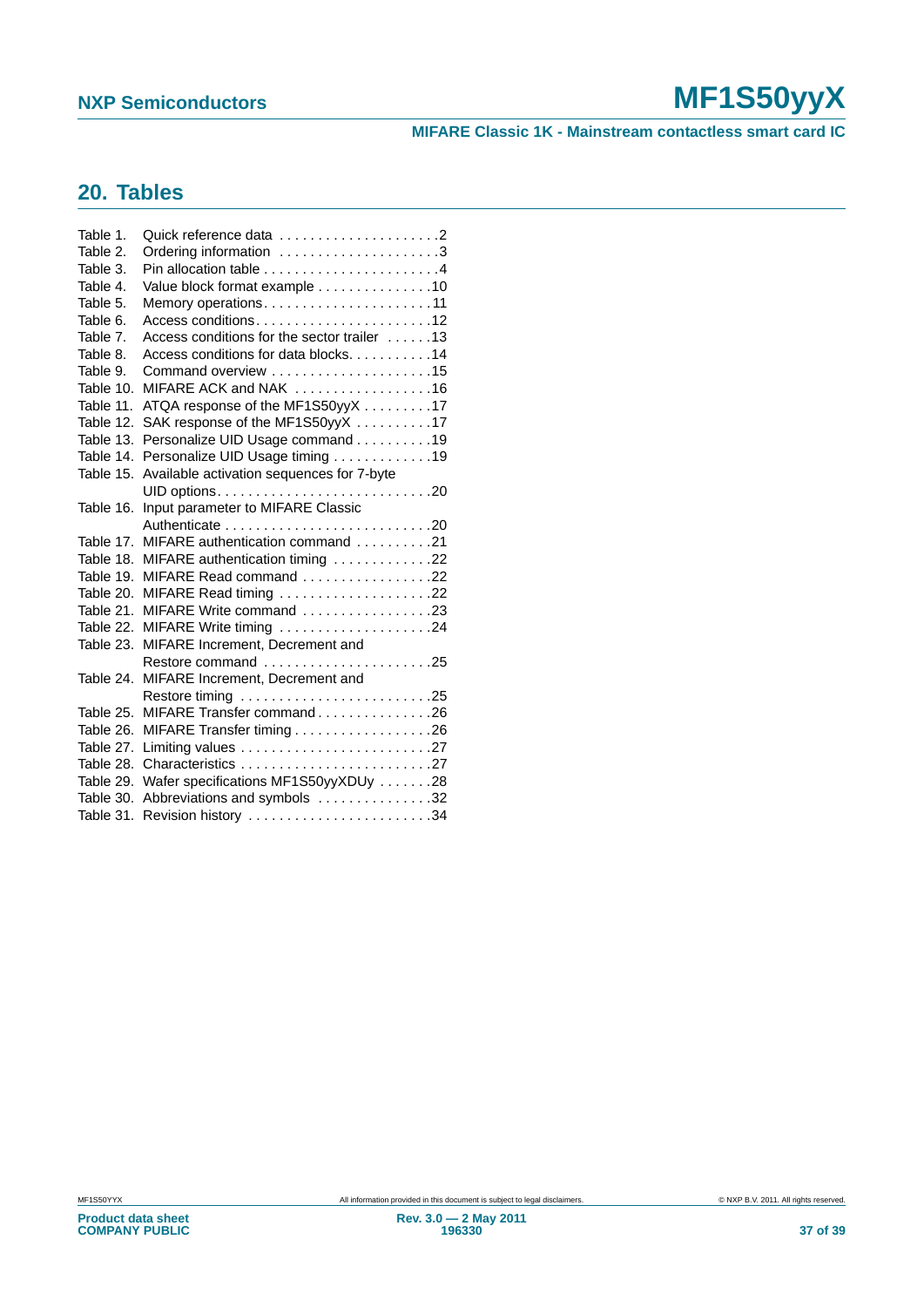## 20. Tables

Table 1. Quick reference data . . . . . . . . . . . . . . . . . . . . .2
Table 2. Ordering information . . . . . . . . . . . . . . . . . . . . .3
Table 3. Pin allocation table . . . . . . . . . . . . . . . . . . . . . . .4
Table 4. Value block format example . . . . . . . . . . . . . . .10
Table 5. Memory operations. . . . . . . . . . . . . . . . . . . . . . 11
Table 6. Access conditions. . . . . . . . . . . . . . . . . . . . . . .12
Table 7. Access conditions for the sector trailer . . . . . .13
Table 8. Access conditions for data blocks. . . . . . . . . . .14
Table 9. Command overview . . . . . . . . . . . . . . . . . . . . .15
Table 10. MIFARE ACK and NAK . . . . . . . . . . . . . . . . . .16
Table 11. ATQA response of the MF1S50yyX . . . . . . . . .17
Table 12. SAK response of the MF1S50yyX . . . . . . . . . .17
Table 13. Personalize UID Usage command . . . . . . . . . .19
Table 14. Personalize UID Usage timing . . . . . . . . . . . . .19
Table 15. Available activation sequences for 7-byte UID options. . . . . . . . . . . . . . . . . . . . . . . . . . . .20
Table 16. Input parameter to MIFARE Classic Authenticate . . . . . . . . . . . . . . . . . . . . . . . . . .20
Table 17. MIFARE authentication command . . . . . . . . . .21
Table 18. MIFARE authentication timing . . . . . . . . . . . . .22
Table 19. MIFARE Read command . . . . . . . . . . . . . . . . .22
Table 20. MIFARE Read timing . . . . . . . . . . . . . . . . . . . .22
Table 21. MIFARE Write command . . . . . . . . . . . . . . . . .23
Table 22. MIFARE Write timing . . . . . . . . . . . . . . . . . . . .24
Table 23. MIFARE Increment, Decrement and Restore command . . . . . . . . . . . . . . . . . . . . . .25
Table 24. MIFARE Increment, Decrement and Restore timing . . . . . . . . . . . . . . . . . . . . . . . . .25
Table 25. MIFARE Transfer command. . . . . . . . . . . . . . .26
Table 26. MIFARE Transfer timing . . . . . . . . . . . . . . . . . .26
Table 27. Limiting values . . . . . . . . . . . . . . . . . . . . . . . . .27
Table 28. Characteristics . . . . . . . . . . . . . . . . . . . . . . . . .27
Table 29. Wafer specifications MF1S50yyXDUy . . . . . . .28
Table 30. Abbreviations and symbols . . . . . . . . . . . . . . .32
Table 31. Revision history . . . . . . . . . . . . . . . . . . . . . . . .34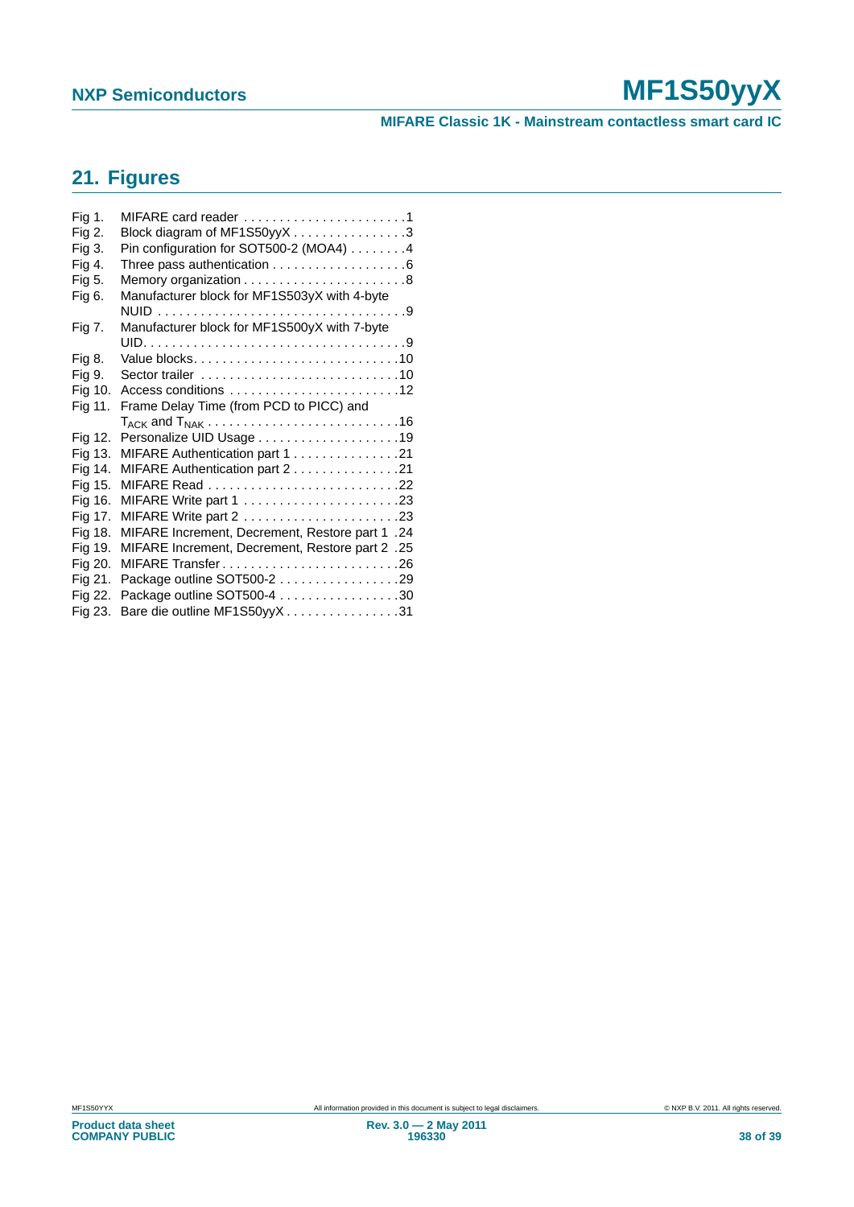## 21. Figures

Fig 1. MIFARE card reader . . . . . . . . . . . . . . . . . . . . . . .1
Fig 2. Block diagram of MF1S50yyX . . . . . . . . . . . . . . . .3
Fig 3. Pin configuration for SOT500-2 (MOA4) . . . . . . . .4
Fig 4. Three pass authentication . . . . . . . . . . . . . . . . . . .6
Fig 5. Memory organization . . . . . . . . . . . . . . . . . . . . . . .8
Fig 6. Manufacturer block for MF1S503yX with 4-byte NUID . . . . . . . . . . . . . . . . . . . . . . . . . . . . . . . . . . .9
Fig 7. Manufacturer block for MF1S500yX with 7-byte UID. . . . . . . . . . . . . . . . . . . . . . . . . . . . . . . . . . . . .9
Fig 8. Value blocks. . . . . . . . . . . . . . . . . . . . . . . . . . . . .10
Fig 9. Sector trailer . . . . . . . . . . . . . . . . . . . . . . . . . . . .10
Fig 10. Access conditions . . . . . . . . . . . . . . . . . . . . . . . .12
Fig 11. Frame Delay Time (from PCD to PICC) and $T_{ACK}$ and $T_{NAK}$ . . . . . . . . . . . . . . . . . . . . . . . . . . .16
Fig 12. Personalize UID Usage . . . . . . . . . . . . . . . . . . . .19
Fig 13. MIFARE Authentication part 1 . . . . . . . . . . . . . . .21
Fig 14. MIFARE Authentication part 2 . . . . . . . . . . . . . . .21
Fig 15. MIFARE Read . . . . . . . . . . . . . . . . . . . . . . . . . . .22
Fig 16. MIFARE Write part 1 . . . . . . . . . . . . . . . . . . . . . .23
Fig 17. MIFARE Write part 2 . . . . . . . . . . . . . . . . . . . . . .23
Fig 18. MIFARE Increment, Decrement, Restore part 1 .24
Fig 19. MIFARE Increment, Decrement, Restore part 2 .25
Fig 20. MIFARE Transfer . . . . . . . . . . . . . . . . . . . . . . . . .26
Fig 21. Package outline SOT500-2 . . . . . . . . . . . . . . . . .29
Fig 22. Package outline SOT500-4 . . . . . . . . . . . . . . . . .30
Fig 23. Bare die outline MF1S50yyX . . . . . . . . . . . . . . . .31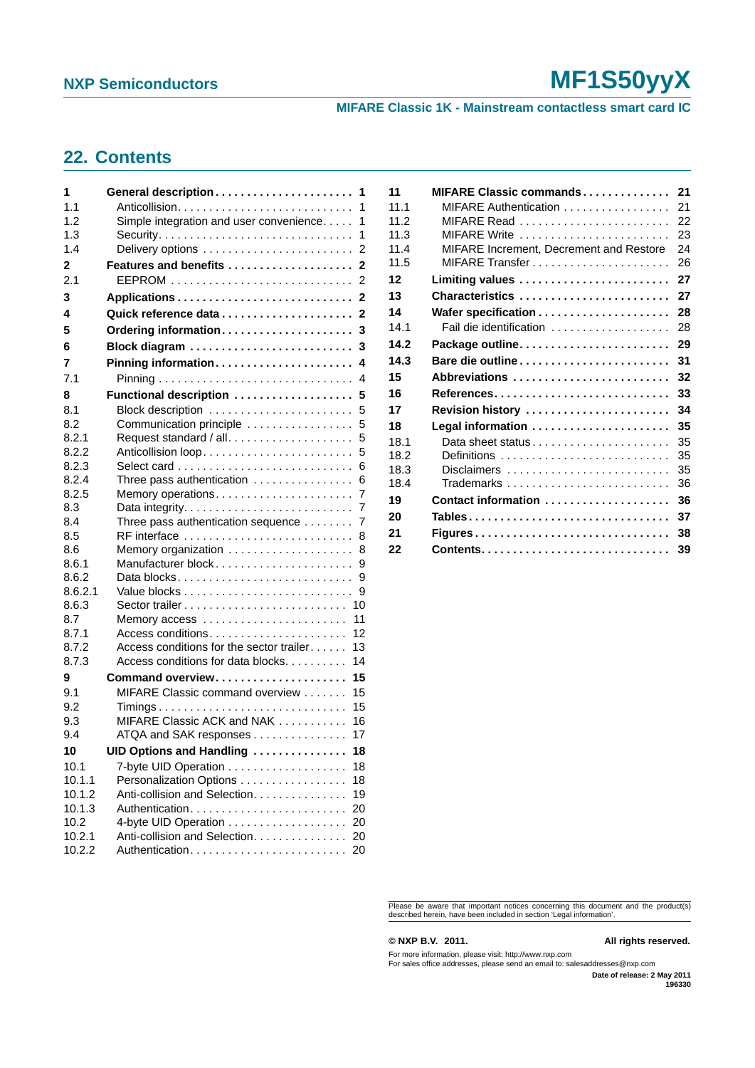## 22. Contents

| | | |
|---|---|---|
| **1** | **General description** | **1** |
| 1.1 | Anticollision | 1 |
| 1.2 | Simple integration and user convenience | 1 |
| 1.3 | Security | 1 |
| 1.4 | Delivery options | 2 |
| **2** | **Features and benefits** | **2** |
| 2.1 | EEPROM | 2 |
| **3** | **Applications** | **2** |
| **4** | **Quick reference data** | **2** |
| **5** | **Ordering information** | **3** |
| **6** | **Block diagram** | **3** |
| **7** | **Pinning information** | **4** |
| 7.1 | Pinning | 4 |
| **8** | **Functional description** | **5** |
| 8.1 | Block description | 5 |
| 8.2 | Communication principle | 5 |
| 8.2.1 | Request standard / all | 5 |
| 8.2.2 | Anticollision loop | 5 |
| 8.2.3 | Select card | 6 |
| 8.2.4 | Three pass authentication | 6 |
| 8.2.5 | Memory operations | 7 |
| 8.3 | Data integrity | 7 |
| 8.4 | Three pass authentication sequence | 7 |
| 8.5 | RF interface | 8 |
| 8.6 | Memory organization | 8 |
| 8.6.1 | Manufacturer block | 9 |
| 8.6.2 | Data blocks | 9 |
| 8.6.2.1 | Value blocks | 9 |
| 8.6.3 | Sector trailer | 10 |
| 8.7 | Memory access | 11 |
| 8.7.1 | Access conditions | 12 |
| 8.7.2 | Access conditions for the sector trailer | 13 |
| 8.7.3 | Access conditions for data blocks | 14 |
| **9** | **Command overview** | **15** |
| 9.1 | MIFARE Classic command overview | 15 |
| 9.2 | Timings | 15 |
| 9.3 | MIFARE Classic ACK and NAK | 16 |
| 9.4 | ATQA and SAK responses | 17 |
| **10** | **UID Options and Handling** | **18** |
| 10.1 | 7-byte UID Operation | 18 |
| 10.1.1 | Personalization Options | 18 |
| 10.1.2 | Anti-collision and Selection | 19 |
| 10.1.3 | Authentication | 20 |
| 10.2 | 4-byte UID Operation | 20 |
| 10.2.1 | Anti-collision and Selection | 20 |
| 10.2.2 | Authentication | 20 |
| **11** | **MIFARE Classic commands** | **21** |
| 11.1 | MIFARE Authentication | 21 |
| 11.2 | MIFARE Read | 22 |
| 11.3 | MIFARE Write | 23 |
| 11.4 | MIFARE Increment, Decrement and Restore | 24 |
| 11.5 | MIFARE Transfer | 26 |
| **12** | **Limiting values** | **27** |
| **13** | **Characteristics** | **27** |
| **14** | **Wafer specification** | **28** |
| 14.1 | Fail die identification | 28 |
| **14.2** | **Package outline** | **29** |
| **14.3** | **Bare die outline** | **31** |
| **15** | **Abbreviations** | **32** |
| **16** | **References** | **33** |
| **17** | **Revision history** | **34** |
| **18** | **Legal information** | **35** |
| 18.1 | Data sheet status | 35 |
| 18.2 | Definitions | 35 |
| 18.3 | Disclaimers | 35 |
| 18.4 | Trademarks | 36 |
| **19** | **Contact information** | **36** |
| **20** | **Tables** | **37** |
| **21** | **Figures** | **38** |
| **22** | **Contents** | **39** |

Please be aware that important notices concerning this document and the product(s) described herein, have been included in section 'Legal information'.

**© NXP B.V. 2011. All rights reserved.**

For more information, please visit: http://www.nxp.com
For sales office addresses, please send an email to: salesaddresses@nxp.com

**Date of release: 2 May 2011**
**196330**